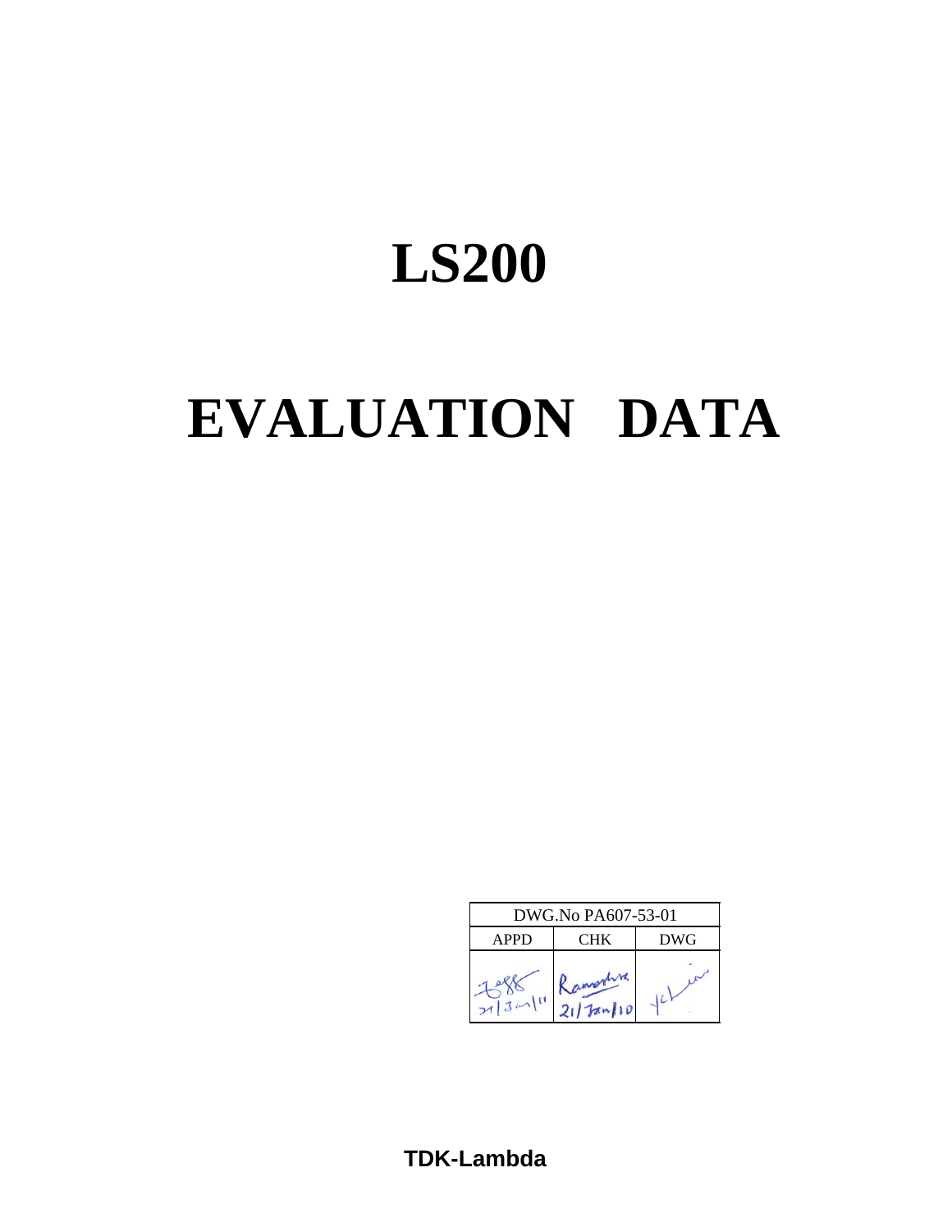# LS200

# EVALUATION DATA

| DWG.No PA607-53-01 | | |
|---|---|---|
| APPD | CHK | DWG |
| 21/Jan/11 | Ramesh 21/Jan/10 | |

**TDK-Lambda**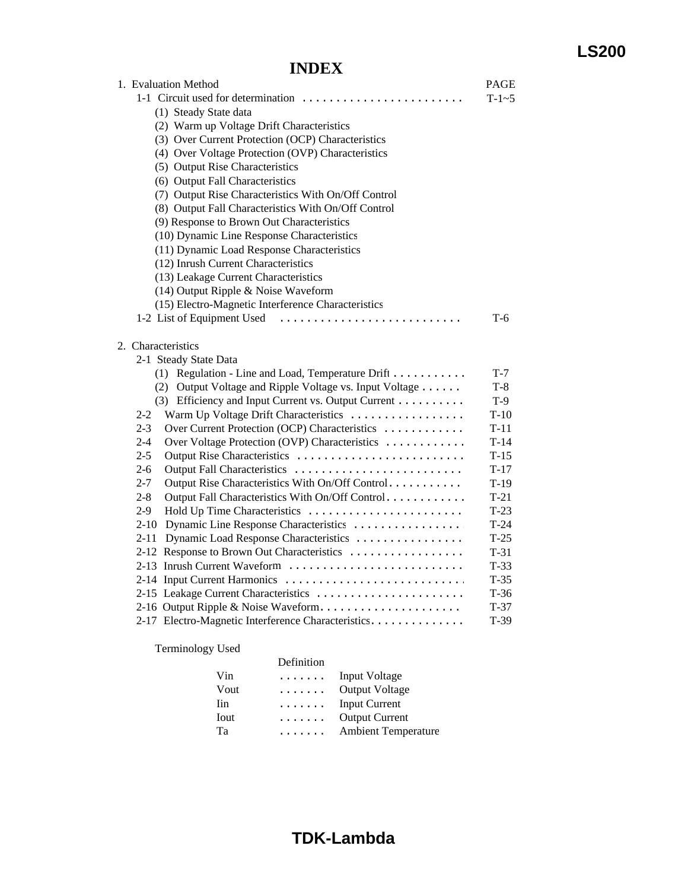# INDEX

| | PAGE |
|---|---|
| 1. Evaluation Method | |
| 1-1 Circuit used for determination . . . . . . . . . . . . . . . . . . . . . . . . | T-1~5 |
| (1) Steady State data | |
| (2) Warm up Voltage Drift Characteristics | |
| (3) Over Current Protection (OCP) Characteristics | |
| (4) Over Voltage Protection (OVP) Characteristics | |
| (5) Output Rise Characteristics | |
| (6) Output Fall Characteristics | |
| (7) Output Rise Characteristics With On/Off Control | |
| (8) Output Fall Characteristics With On/Off Control | |
| (9) Response to Brown Out Characteristics | |
| (10) Dynamic Line Response Characteristics | |
| (11) Dynamic Load Response Characteristics | |
| (12) Inrush Current Characteristics | |
| (13) Leakage Current Characteristics | |
| (14) Output Ripple & Noise Waveform | |
| (15) Electro-Magnetic Interference Characteristics | |
| 1-2 List of Equipment Used . . . . . . . . . . . . . . . . . . . . . . . . . . . | T-6 |
| 2. Characteristics | |
| 2-1 Steady State Data | |
| (1) Regulation - Line and Load, Temperature Drift . . . . . . . . . . . | T-7 |
| (2) Output Voltage and Ripple Voltage vs. Input Voltage . . . . . . | T-8 |
| (3) Efficiency and Input Current vs. Output Current . . . . . . . . . . | T-9 |
| 2-2 Warm Up Voltage Drift Characteristics . . . . . . . . . . . . . . . . . | T-10 |
| 2-3 Over Current Protection (OCP) Characteristics . . . . . . . . . . . . | T-11 |
| 2-4 Over Voltage Protection (OVP) Characteristics . . . . . . . . . . . . | T-14 |
| 2-5 Output Rise Characteristics . . . . . . . . . . . . . . . . . . . . . . . . . | T-15 |
| 2-6 Output Fall Characteristics . . . . . . . . . . . . . . . . . . . . . . . . . | T-17 |
| 2-7 Output Rise Characteristics With On/Off Control . . . . . . . . . . . | T-19 |
| 2-8 Output Fall Characteristics With On/Off Control . . . . . . . . . . . . | T-21 |
| 2-9 Hold Up Time Characteristics . . . . . . . . . . . . . . . . . . . . . . . | T-23 |
| 2-10 Dynamic Line Response Characteristics . . . . . . . . . . . . . . . . | T-24 |
| 2-11 Dynamic Load Response Characteristics . . . . . . . . . . . . . . . . | T-25 |
| 2-12 Response to Brown Out Characteristics . . . . . . . . . . . . . . . . . | T-31 |
| 2-13 Inrush Current Waveform . . . . . . . . . . . . . . . . . . . . . . . . . . | T-33 |
| 2-14 Input Current Harmonics . . . . . . . . . . . . . . . . . . . . . . . . . . . | T-35 |
| 2-15 Leakage Current Characteristics . . . . . . . . . . . . . . . . . . . . . . | T-36 |
| 2-16 Output Ripple & Noise Waveform . . . . . . . . . . . . . . . . . . . . . | T-37 |
| 2-17 Electro-Magnetic Interference Characteristics . . . . . . . . . . . . . | T-39 |

Terminology Used

| | Definition | |
|---|---|---|
| Vin | . . . . . . . | Input Voltage |
| Vout | . . . . . . . | Output Voltage |
| Iin | . . . . . . . | Input Current |
| Iout | . . . . . . . | Output Current |
| Ta | . . . . . . . | Ambient Temperature |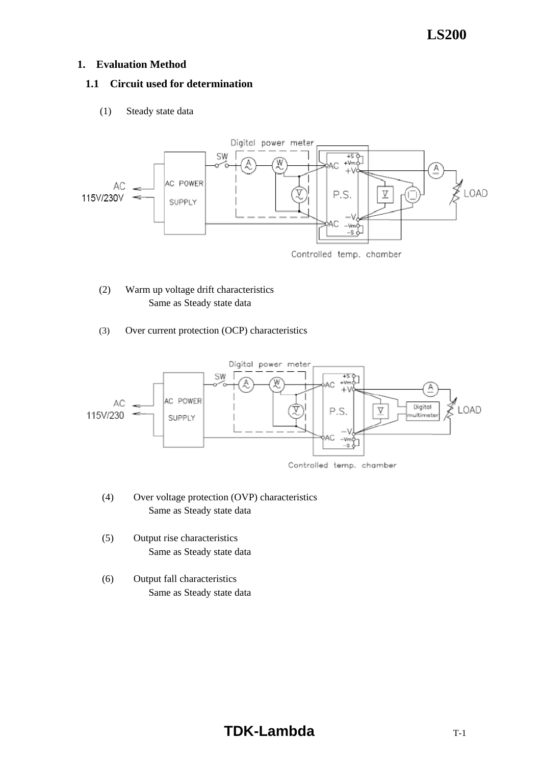## 1. Evaluation Method

### 1.1 Circuit used for determination

(1) Steady state data

(2) Warm up voltage drift characteristics
Same as Steady state data

(3) Over current protection (OCP) characteristics

(4) Over voltage protection (OVP) characteristics
Same as Steady state data

(5) Output rise characteristics
Same as Steady state data

(6) Output fall characteristics
Same as Steady state data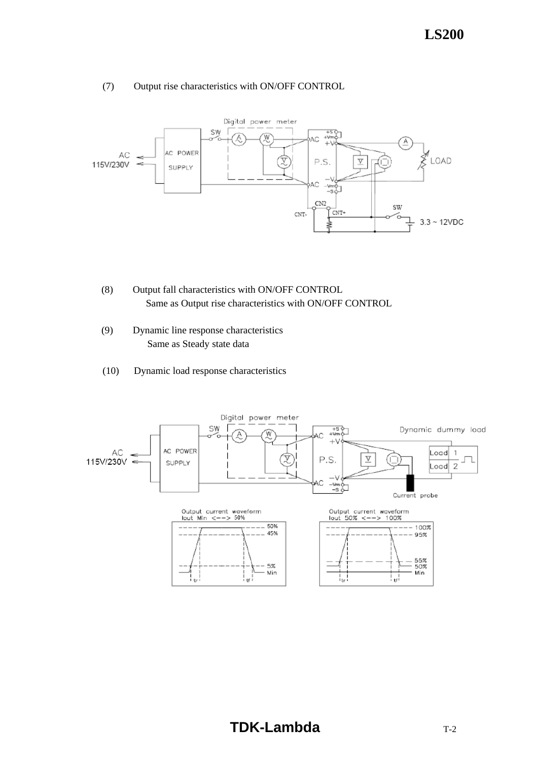(7) Output rise characteristics with ON/OFF CONTROL

(8) Output fall characteristics with ON/OFF CONTROL

Same as Output rise characteristics with ON/OFF CONTROL

(9) Dynamic line response characteristics

Same as Steady state data

(10) Dynamic load response characteristics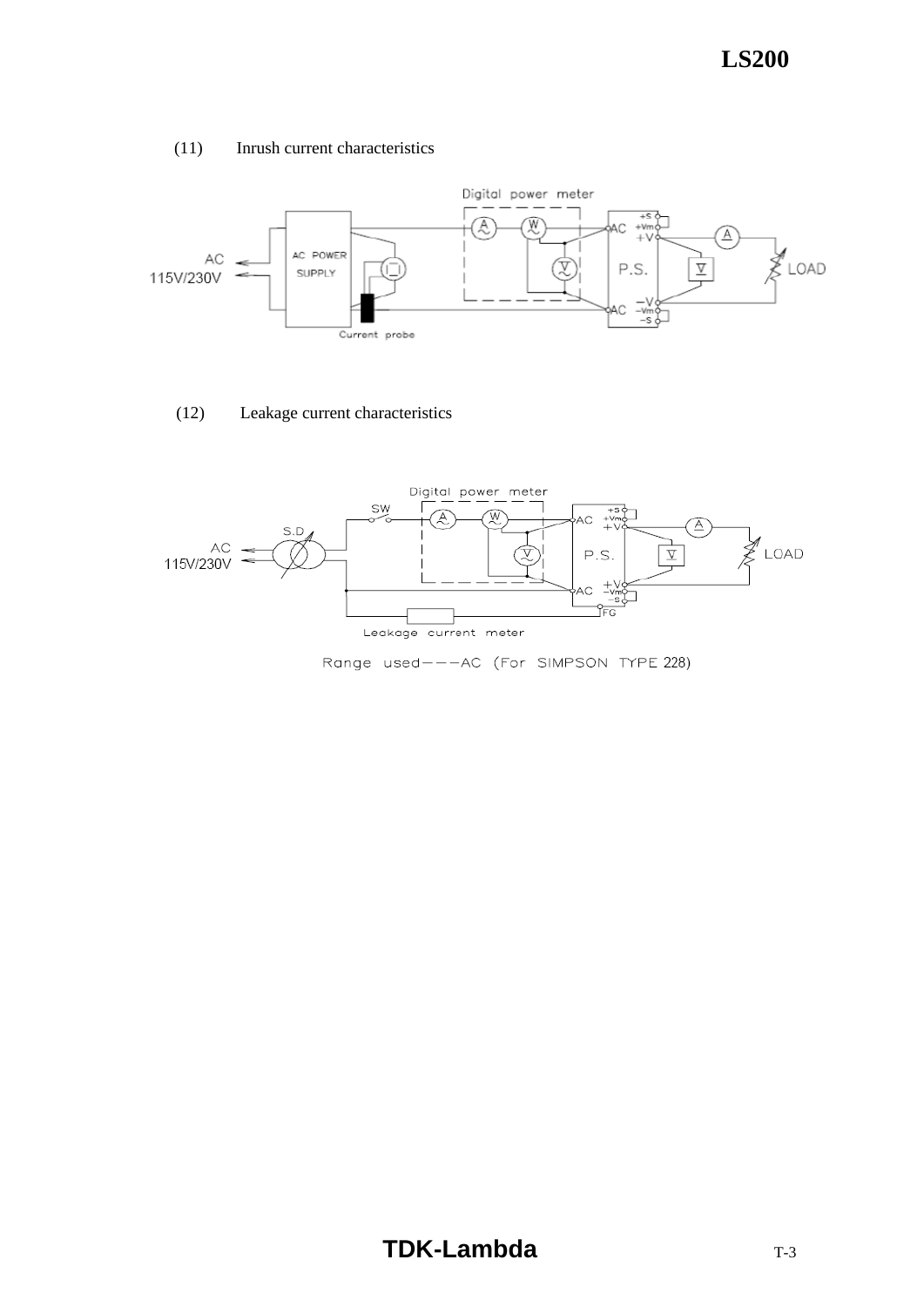(11) Inrush current characteristics

Digital power meter

AC 115V/230V

AC POWER SUPPLY

Current probe

P.S.

LOAD

(12) Leakage current characteristics

Digital power meter

SW

S.D

AC 115V/230V

P.S.

LOAD

FG

Leakage current meter

Range used---AC (For SIMPSON TYPE 228)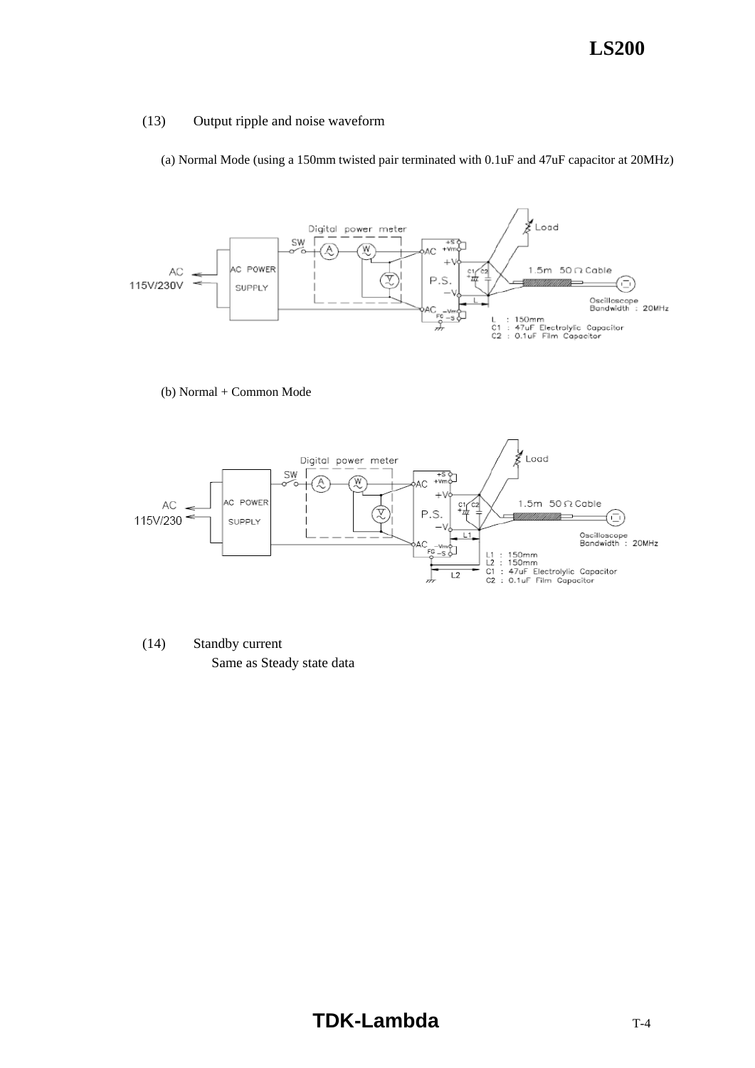(13) Output ripple and noise waveform

(a) Normal Mode (using a 150mm twisted pair terminated with 0.1uF and 47uF capacitor at 20MHz)

Digital power meter

SW

AC 115V/230V

AC POWER SUPPLY

P.S.

Load

1.5m 50Ω Cable

Oscilloscope Bandwidth : 20MHz

L : 150mm
C1 : 47uF Electrolytic Capacitor
C2 : 0.1uF Film Capacitor

(b) Normal + Common Mode

Digital power meter

SW

AC 115V/230

AC POWER SUPPLY

P.S.

Load

1.5m 50Ω Cable

Oscilloscope Bandwidth : 20MHz

L1 : 150mm
L2 : 150mm
C1 : 47uF Electrolytic Capacitor
C2 : 0.1uF Film Capacitor

(14) Standby current

Same as Steady state data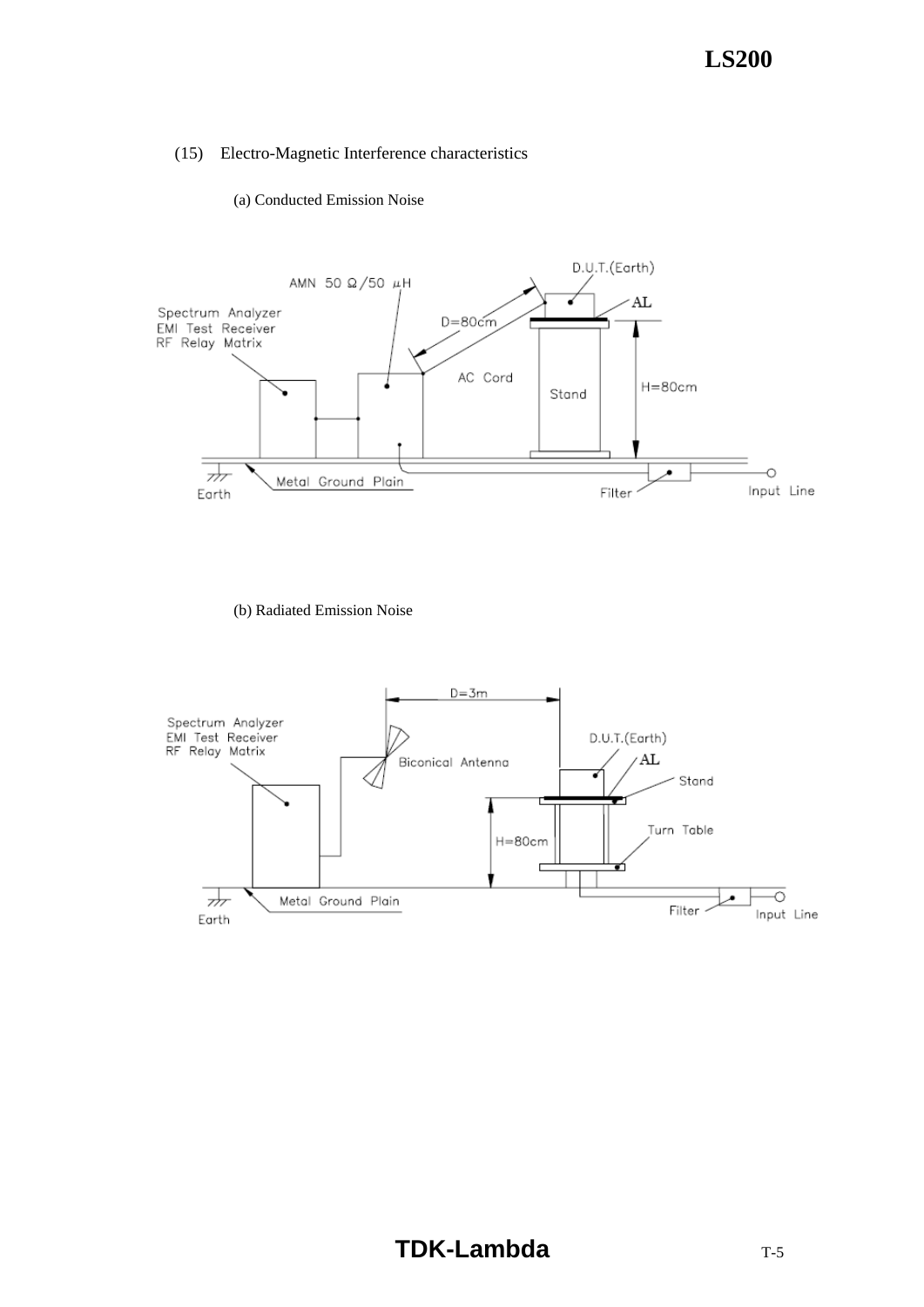(15) Electro-Magnetic Interference characteristics

(a) Conducted Emission Noise

AMN 50 Ω/50 μH

D.U.T.(Earth)

AL

Spectrum Analyzer
EMI Test Receiver
RF Relay Matrix

D=80cm

AC Cord

Stand

H=80cm

Earth

Metal Ground Plain

Filter

Input Line

(b) Radiated Emission Noise

D=3m

Spectrum Analyzer
EMI Test Receiver
RF Relay Matrix

D.U.T.(Earth)

Biconical Antenna

AL

Stand

Turn Table

H=80cm

Earth

Metal Ground Plain

Filter

Input Line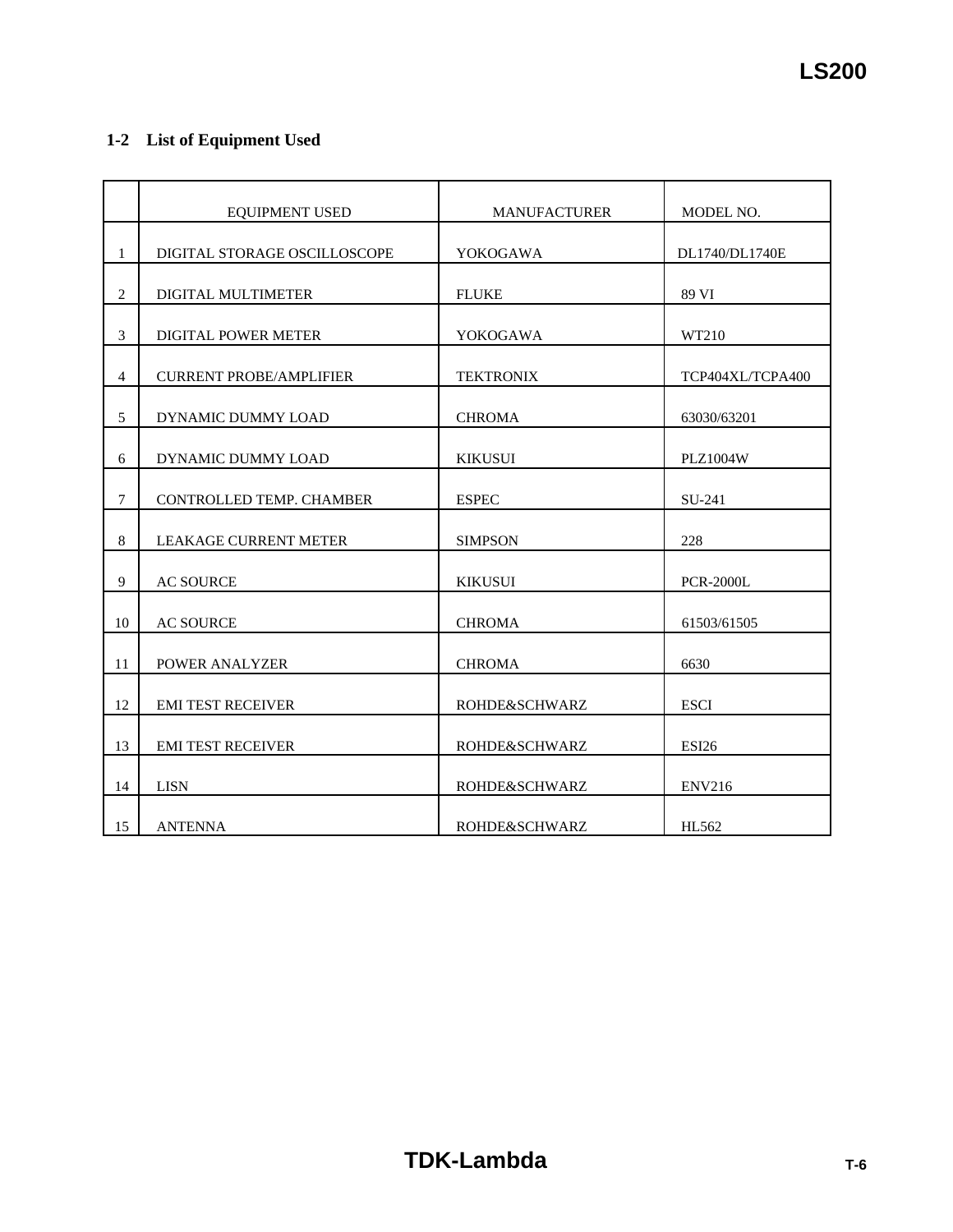## 1-2 List of Equipment Used

| | EQUIPMENT USED | MANUFACTURER | MODEL NO. |
|---|---|---|---|
| 1 | DIGITAL STORAGE OSCILLOSCOPE | YOKOGAWA | DL1740/DL1740E |
| 2 | DIGITAL MULTIMETER | FLUKE | 89 VI |
| 3 | DIGITAL POWER METER | YOKOGAWA | WT210 |
| 4 | CURRENT PROBE/AMPLIFIER | TEKTRONIX | TCP404XL/TCPA400 |
| 5 | DYNAMIC DUMMY LOAD | CHROMA | 63030/63201 |
| 6 | DYNAMIC DUMMY LOAD | KIKUSUI | PLZ1004W |
| 7 | CONTROLLED TEMP. CHAMBER | ESPEC | SU-241 |
| 8 | LEAKAGE CURRENT METER | SIMPSON | 228 |
| 9 | AC SOURCE | KIKUSUI | PCR-2000L |
| 10 | AC SOURCE | CHROMA | 61503/61505 |
| 11 | POWER ANALYZER | CHROMA | 6630 |
| 12 | EMI TEST RECEIVER | ROHDE&SCHWARZ | ESCI |
| 13 | EMI TEST RECEIVER | ROHDE&SCHWARZ | ESI26 |
| 14 | LISN | ROHDE&SCHWARZ | ENV216 |
| 15 | ANTENNA | ROHDE&SCHWARZ | HL562 |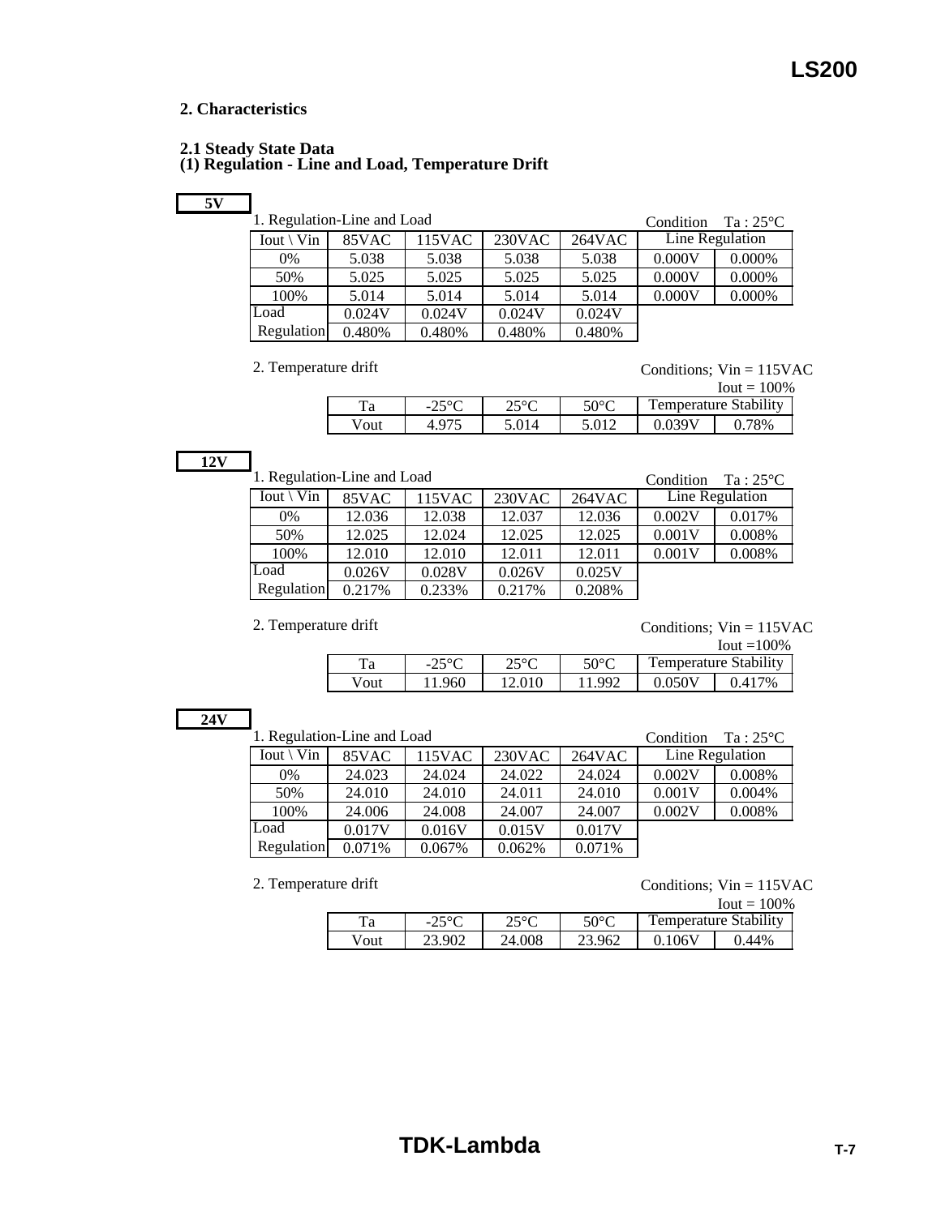## 2. Characteristics

### 2.1 Steady State Data

### (1) Regulation - Line and Load, Temperature Drift

**5V**

1. Regulation-Line and Load

Condition Ta : 25°C

| Iout \ Vin | 85VAC | 115VAC | 230VAC | 264VAC | Line Regulation | |
|---|---|---|---|---|---|---|
| 0% | 5.038 | 5.038 | 5.038 | 5.038 | 0.000V | 0.000% |
| 50% | 5.025 | 5.025 | 5.025 | 5.025 | 0.000V | 0.000% |
| 100% | 5.014 | 5.014 | 5.014 | 5.014 | 0.000V | 0.000% |
| Load Regulation | 0.024V | 0.024V | 0.024V | 0.024V | | |
| | 0.480% | 0.480% | 0.480% | 0.480% | | |

2. Temperature drift

Conditions; Vin = 115VAC
Iout = 100%

| Ta | -25°C | 25°C | 50°C | Temperature Stability | |
|---|---|---|---|---|---|
| Vout | 4.975 | 5.014 | 5.012 | 0.039V | 0.78% |

**12V**

1. Regulation-Line and Load

Condition Ta : 25°C

| Iout \ Vin | 85VAC | 115VAC | 230VAC | 264VAC | Line Regulation | |
|---|---|---|---|---|---|---|
| 0% | 12.036 | 12.038 | 12.037 | 12.036 | 0.002V | 0.017% |
| 50% | 12.025 | 12.024 | 12.025 | 12.025 | 0.001V | 0.008% |
| 100% | 12.010 | 12.010 | 12.011 | 12.011 | 0.001V | 0.008% |
| Load Regulation | 0.026V | 0.028V | 0.026V | 0.025V | | |
| | 0.217% | 0.233% | 0.217% | 0.208% | | |

2. Temperature drift

Conditions; Vin = 115VAC
Iout =100%

| Ta | -25°C | 25°C | 50°C | Temperature Stability | |
|---|---|---|---|---|---|
| Vout | 11.960 | 12.010 | 11.992 | 0.050V | 0.417% |

**24V**

1. Regulation-Line and Load

Condition Ta : 25°C

| Iout \ Vin | 85VAC | 115VAC | 230VAC | 264VAC | Line Regulation | |
|---|---|---|---|---|---|---|
| 0% | 24.023 | 24.024 | 24.022 | 24.024 | 0.002V | 0.008% |
| 50% | 24.010 | 24.010 | 24.011 | 24.010 | 0.001V | 0.004% |
| 100% | 24.006 | 24.008 | 24.007 | 24.007 | 0.002V | 0.008% |
| Load Regulation | 0.017V | 0.016V | 0.015V | 0.017V | | |
| | 0.071% | 0.067% | 0.062% | 0.071% | | |

2. Temperature drift

Conditions; Vin = 115VAC
Iout = 100%

| Ta | -25°C | 25°C | 50°C | Temperature Stability | |
|---|---|---|---|---|---|
| Vout | 23.902 | 24.008 | 23.962 | 0.106V | 0.44% |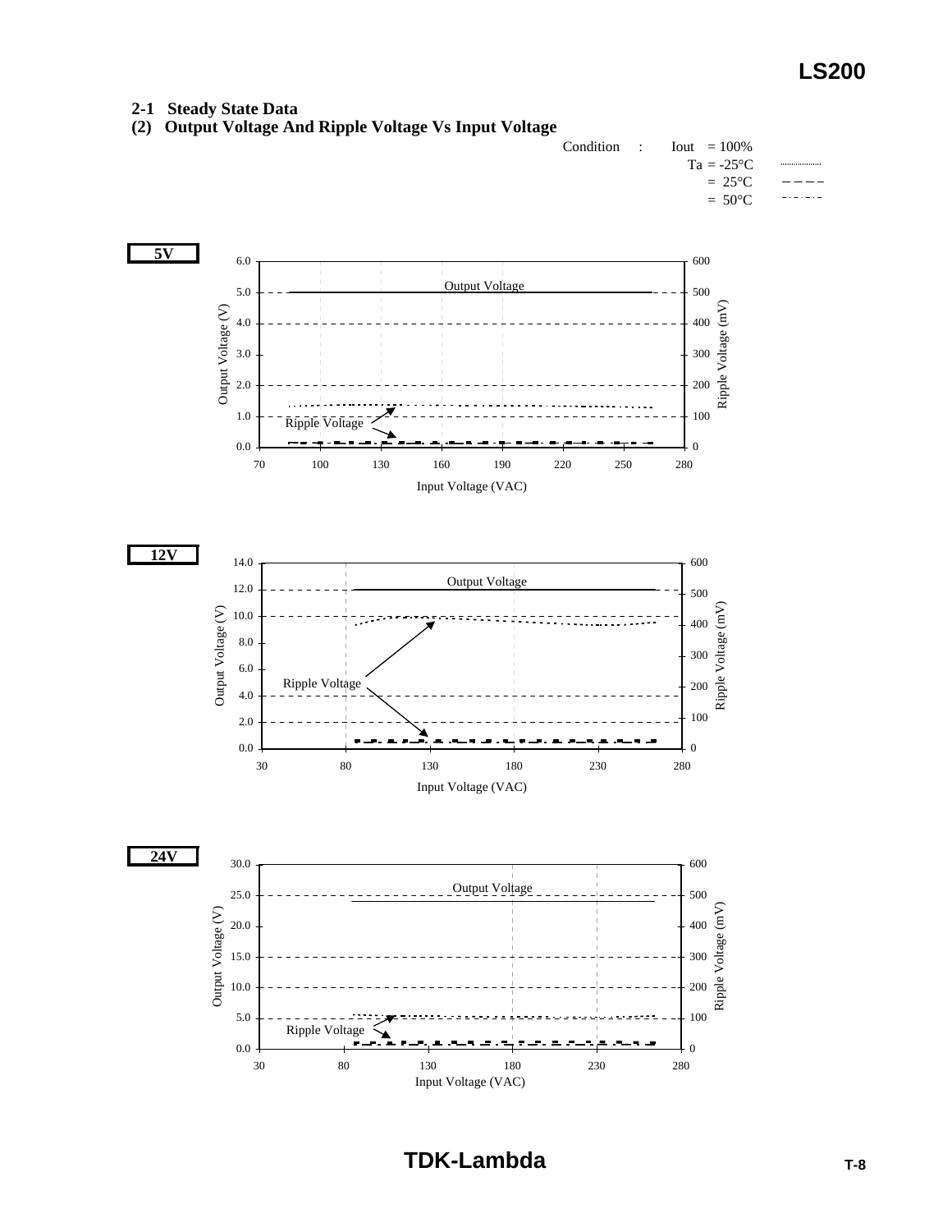## 2-1 Steady State Data

### (2) Output Voltage And Ripple Voltage Vs Input Voltage

Condition : Iout = 100%
Ta = -25°C ..........
= 25°C – – – –
= 50°C - · - · -

**5V**

Output Voltage (V): 0.0, 1.0, 2.0, 3.0, 4.0, 5.0, 6.0
Ripple Voltage (mV): 0, 100, 200, 300, 400, 500, 600
Input Voltage (VAC): 70, 100, 130, 160, 190, 220, 250, 280
Output Voltage
Ripple Voltage

**12V**

Output Voltage (V): 0.0, 2.0, 4.0, 6.0, 8.0, 10.0, 12.0, 14.0
Ripple Voltage (mV): 0, 100, 200, 300, 400, 500, 600
Input Voltage (VAC): 30, 80, 130, 180, 230, 280
Output Voltage
Ripple Voltage

**24V**

Output Voltage (V): 0.0, 5.0, 10.0, 15.0, 20.0, 25.0, 30.0
Ripple Voltage (mV): 0, 100, 200, 300, 400, 500, 600
Input Voltage (VAC): 30, 80, 130, 180, 230, 280
Output Voltage
Ripple Voltage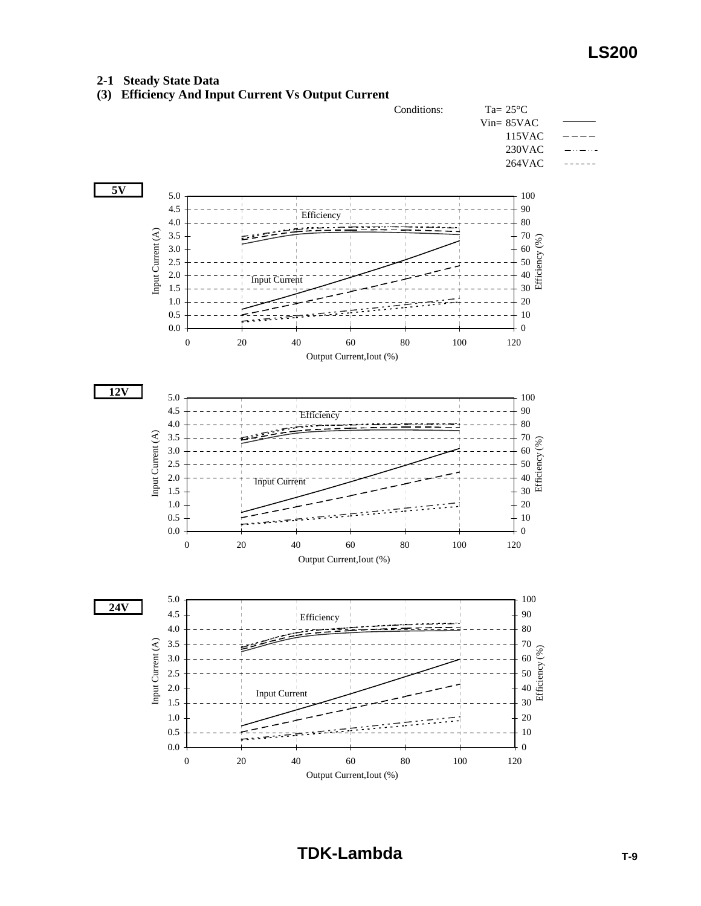## 2-1 Steady State Data

### (3) Efficiency And Input Current Vs Output Current

Conditions: Ta= 25°C

| Vin | Line style |
|---|---|
| 85VAC | ——— |
| 115VAC | – – – – |
| 230VAC | –··–··– |
| 264VAC | - - - - - - |

**5V**

Efficiency

Input Current

Input Current (A): 0.0, 0.5, 1.0, 1.5, 2.0, 2.5, 3.0, 3.5, 4.0, 4.5, 5.0

Efficiency (%): 0, 10, 20, 30, 40, 50, 60, 70, 80, 90, 100

Output Current,Iout (%): 0, 20, 40, 60, 80, 100, 120

**12V**

Efficiency

Input Current

Input Current (A): 0.0, 0.5, 1.0, 1.5, 2.0, 2.5, 3.0, 3.5, 4.0, 4.5, 5.0

Efficiency (%): 0, 10, 20, 30, 40, 50, 60, 70, 80, 90, 100

Output Current,Iout (%): 0, 20, 40, 60, 80, 100, 120

**24V**

Efficiency

Input Current

Input Current (A): 0.0, 0.5, 1.0, 1.5, 2.0, 2.5, 3.0, 3.5, 4.0, 4.5, 5.0

Efficiency (%): 0, 10, 20, 30, 40, 50, 60, 70, 80, 90, 100

Output Current,Iout (%): 0, 20, 40, 60, 80, 100, 120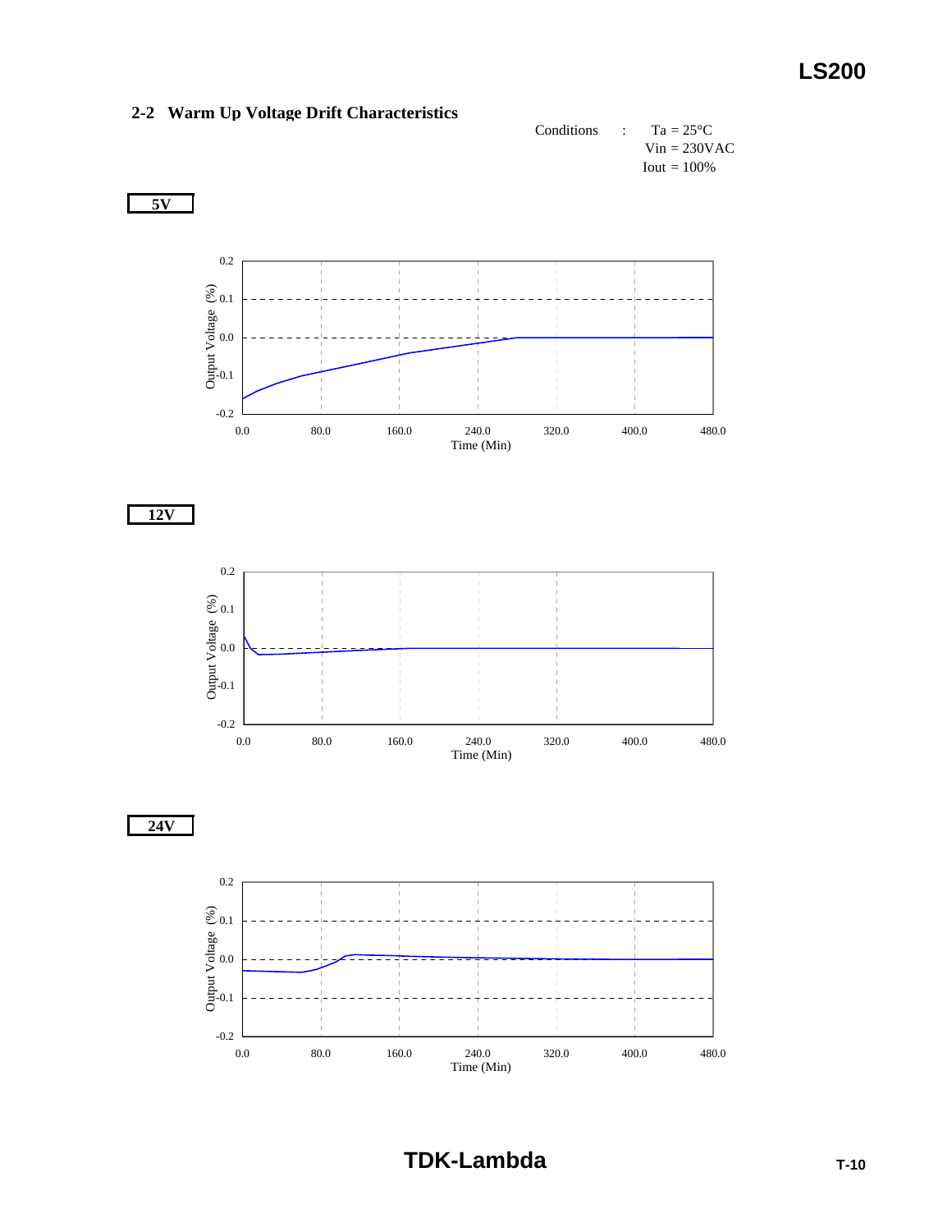## 2-2 Warm Up Voltage Drift Characteristics

Conditions : Ta = 25°C
Vin = 230VAC
Iout = 100%

**5V**

Output Voltage (%)

0.2
0.1
0.0
-0.1
-0.2

0.0 80.0 160.0 240.0 320.0 400.0 480.0

Time (Min)

**12V**

Output Voltage (%)

0.2
0.1
0.0
-0.1
-0.2

0.0 80.0 160.0 240.0 320.0 400.0 480.0

Time (Min)

**24V**

Output Voltage (%)

0.2
0.1
0.0
-0.1
-0.2

0.0 80.0 160.0 240.0 320.0 400.0 480.0

Time (Min)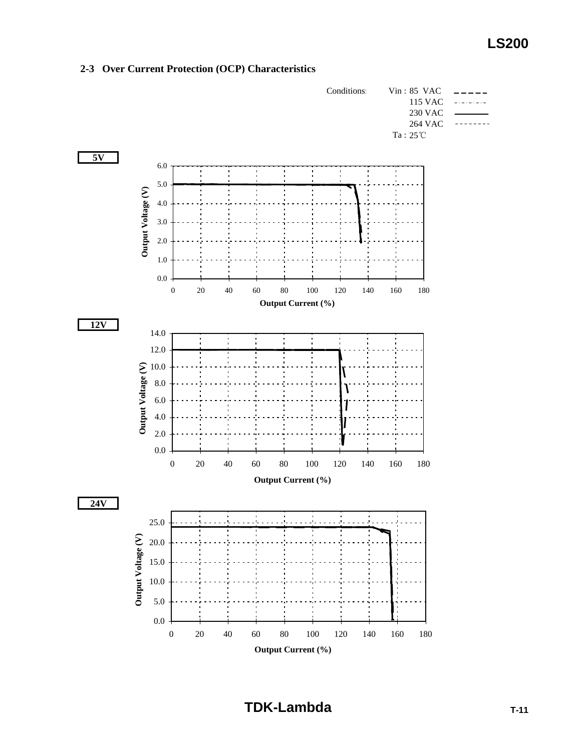## 2-3 Over Current Protection (OCP) Characteristics

Conditions: Vin : 85 VAC, 115 VAC, 230 VAC, 264 VAC

Ta : 25℃

**5V**

**12V**

**24V**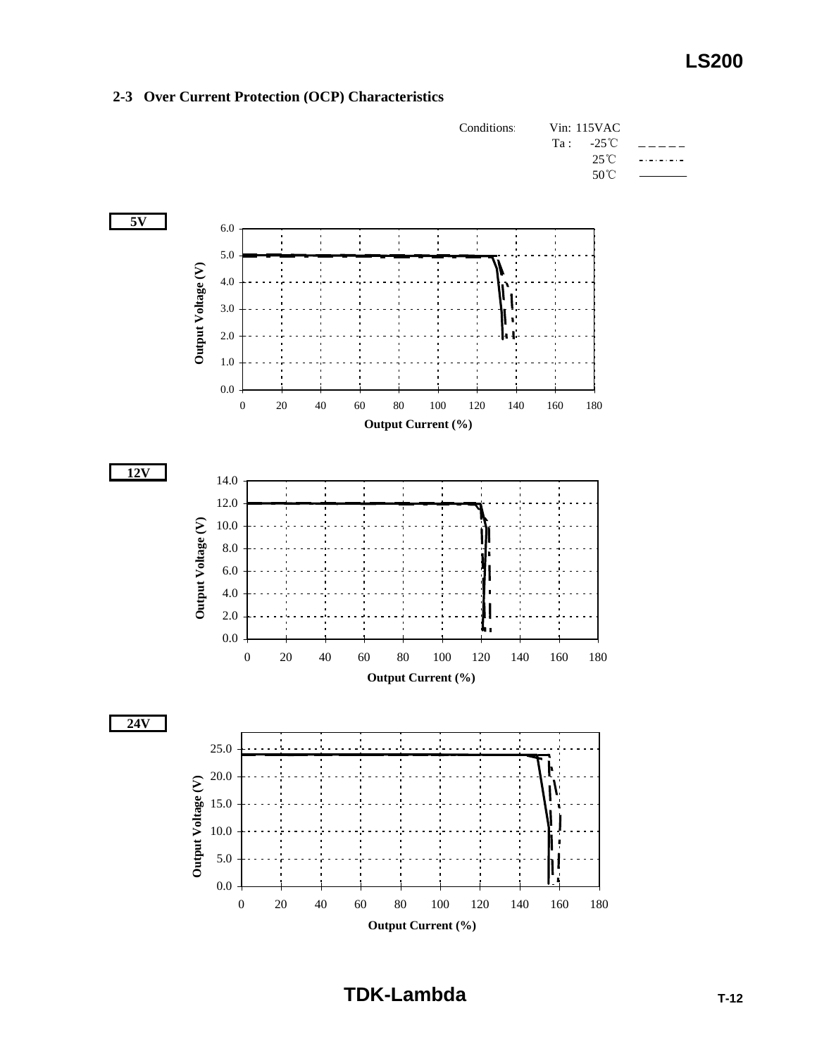## 2-3 Over Current Protection (OCP) Characteristics

Conditions: Vin: 115VAC

Ta : -25℃ _ _ _ _ _

25℃ -·-·-·-

50℃ ————

**5V**

**12V**

**24V**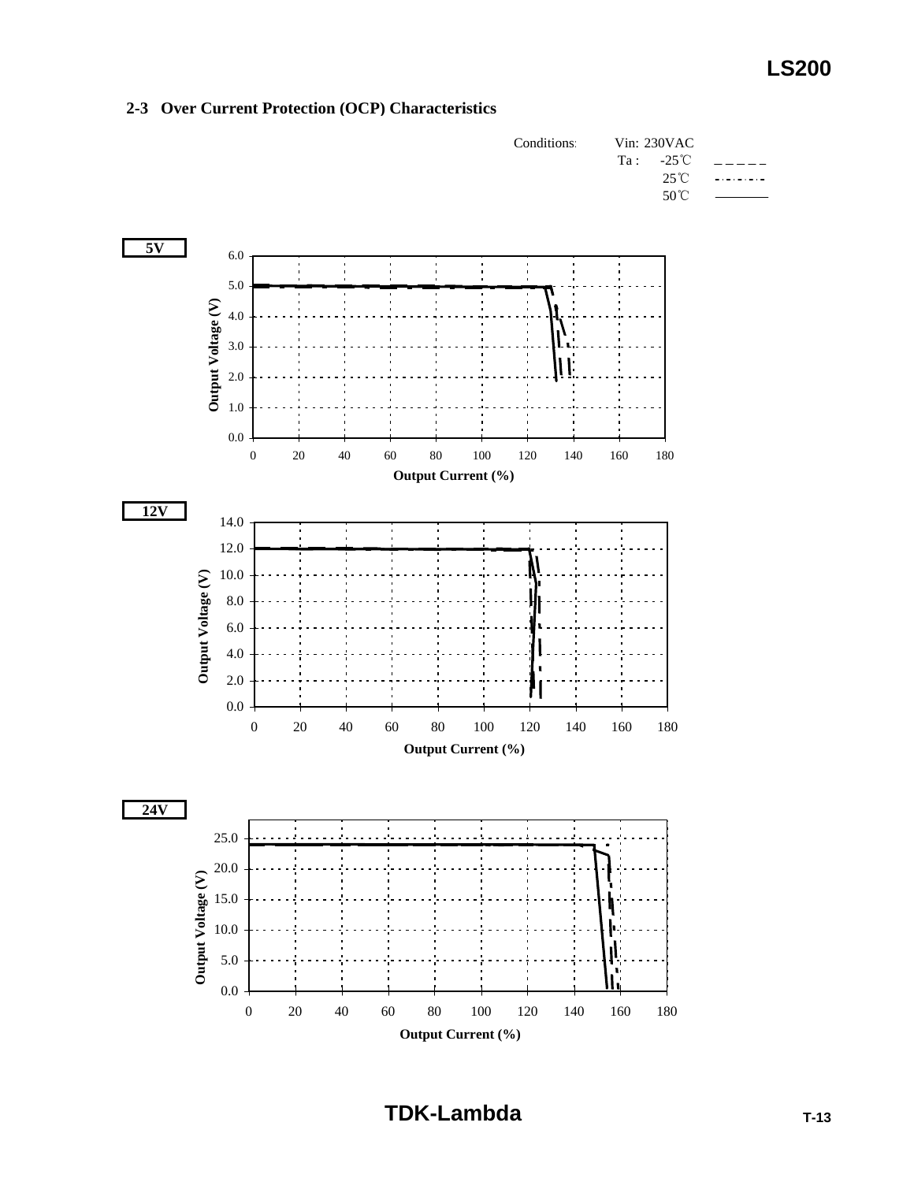## 2-3 Over Current Protection (OCP) Characteristics

Conditions: Vin: 230VAC

Ta : -25℃ _ _ _ _ _

25℃ -·-·-·-·-

50℃ ————

**5V**

Output Voltage (V) vs. Output Current (%)

**12V**

Output Voltage (V) vs. Output Current (%)

**24V**

Output Voltage (V) vs. Output Current (%)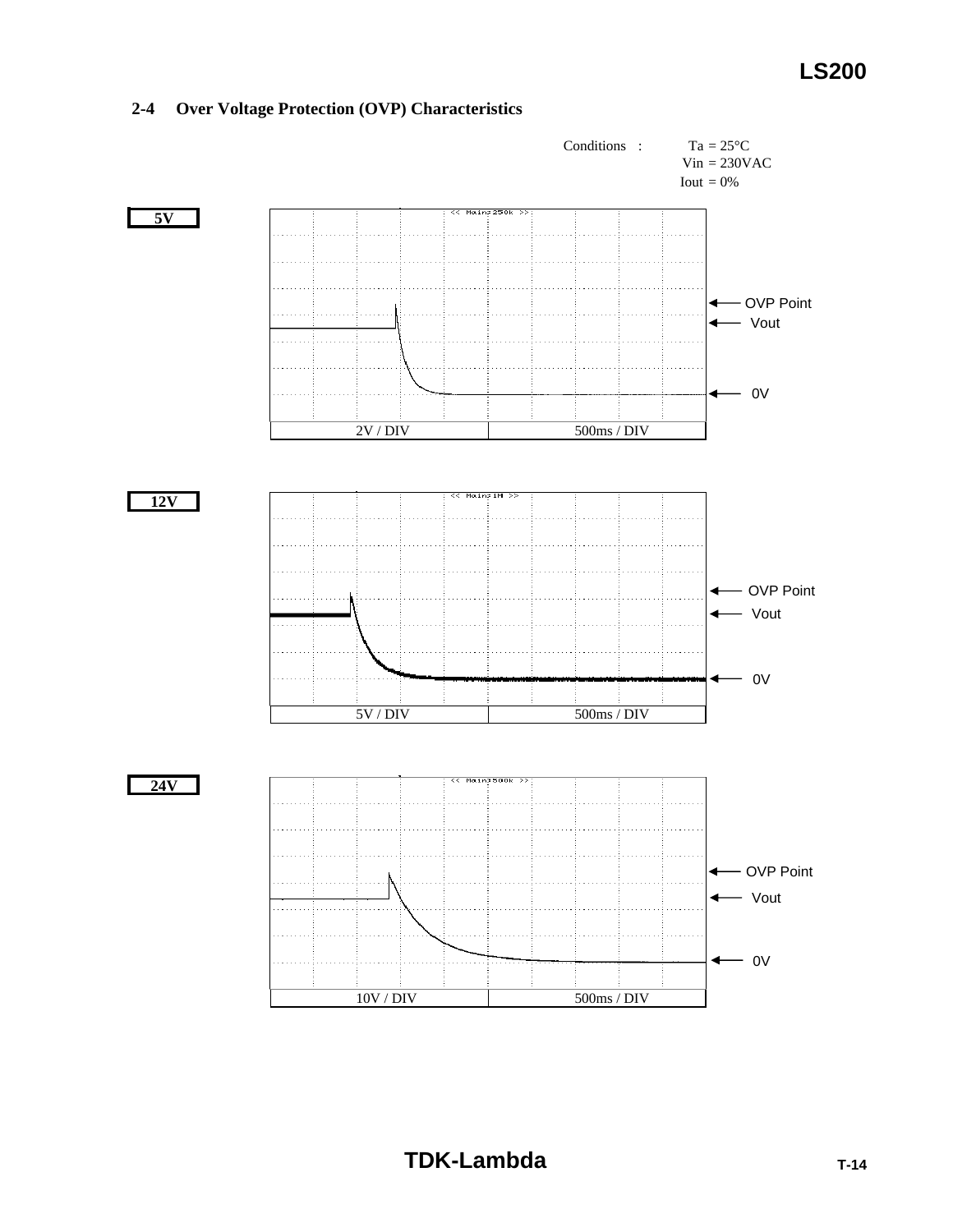## 2-4 Over Voltage Protection (OVP) Characteristics

Conditions :
Ta = 25°C
Vin = 230VAC
Iout = 0%

**5V**

OVP Point
Vout
0V

| 2V / DIV | 500ms / DIV |
|---|---|

**12V**

OVP Point
Vout
0V

| 5V / DIV | 500ms / DIV |
|---|---|

**24V**

OVP Point
Vout
0V

| 10V / DIV | 500ms / DIV |
|---|---|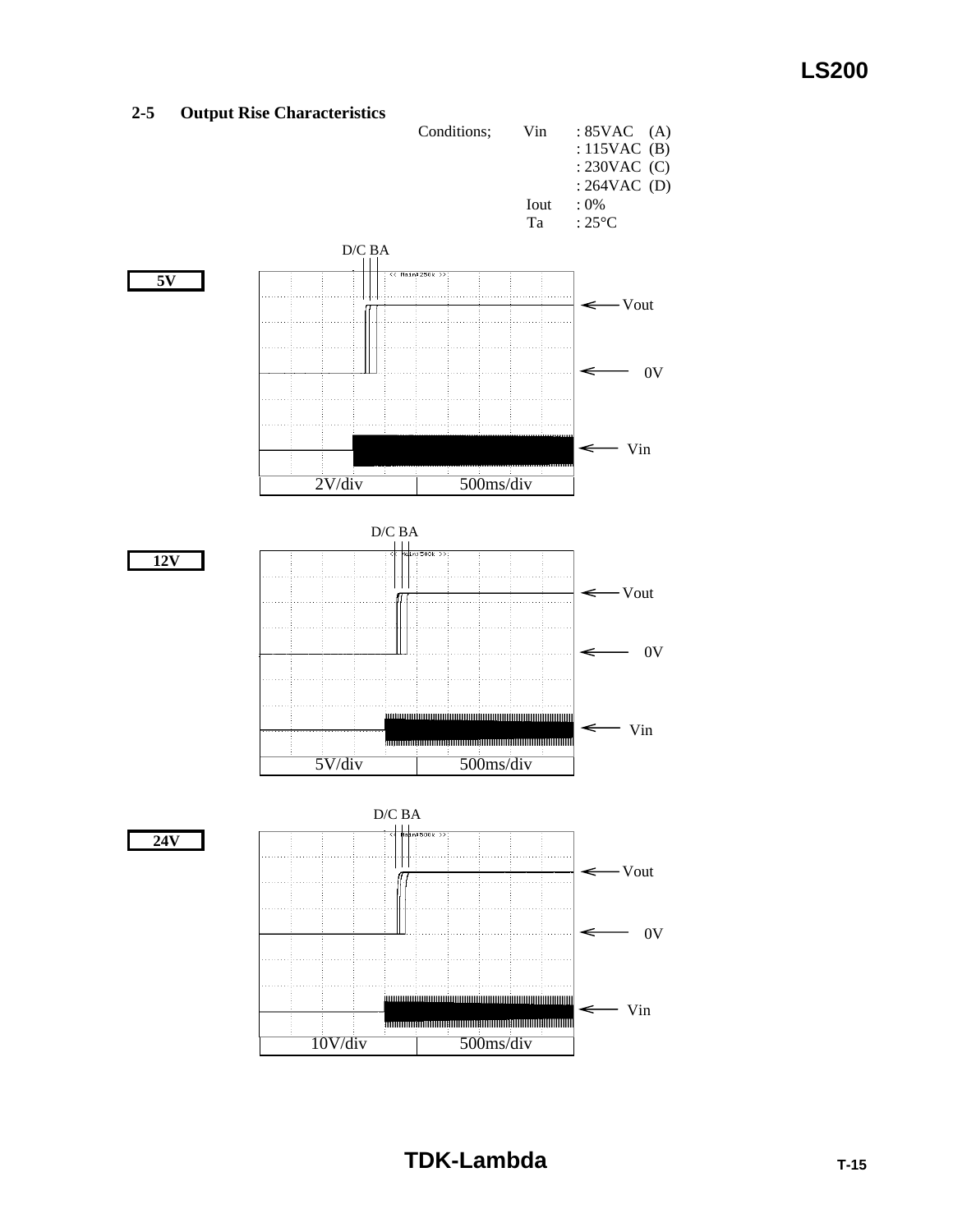## 2-5 Output Rise Characteristics

Conditions;

| | | |
|---|---|---|
| Vin | : 85VAC | (A) |
| | : 115VAC | (B) |
| | : 230VAC | (C) |
| | : 264VAC | (D) |
| Iout | : 0% | |
| Ta | : 25°C | |

**5V**

D/C BA

Vout

0V

Vin

2V/div 500ms/div

**12V**

D/C BA

Vout

0V

Vin

5V/div 500ms/div

**24V**

D/C BA

Vout

0V

Vin

10V/div 500ms/div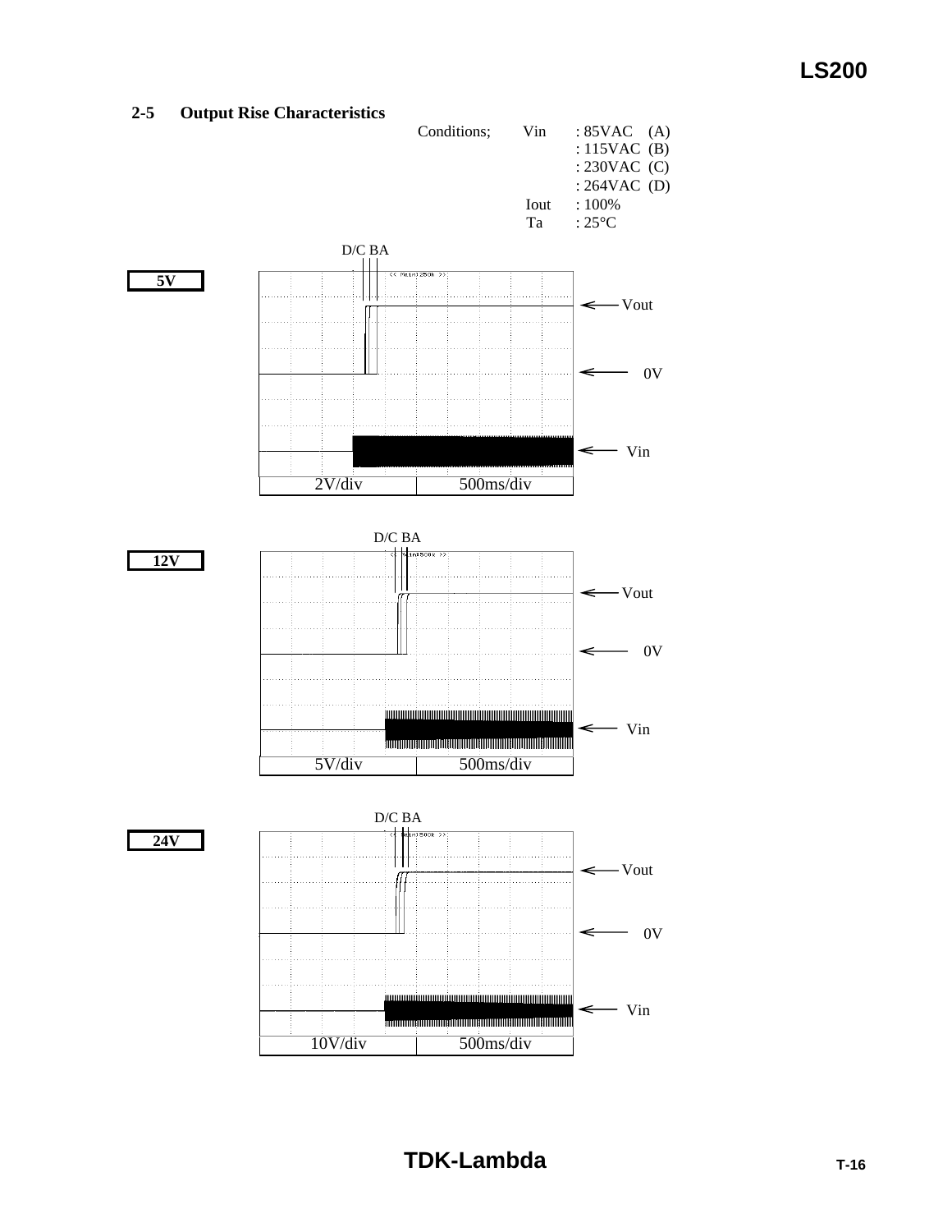## 2-5 Output Rise Characteristics

Conditions; Vin : 85VAC (A)
: 115VAC (B)
: 230VAC (C)
: 264VAC (D)
Iout : 100%
Ta : 25°C

**5V**

D/C BA

Vout

0V

Vin

2V/div | 500ms/div

**12V**

D/C BA

Vout

0V

Vin

5V/div | 500ms/div

**24V**

D/C BA

Vout

0V

Vin

10V/div | 500ms/div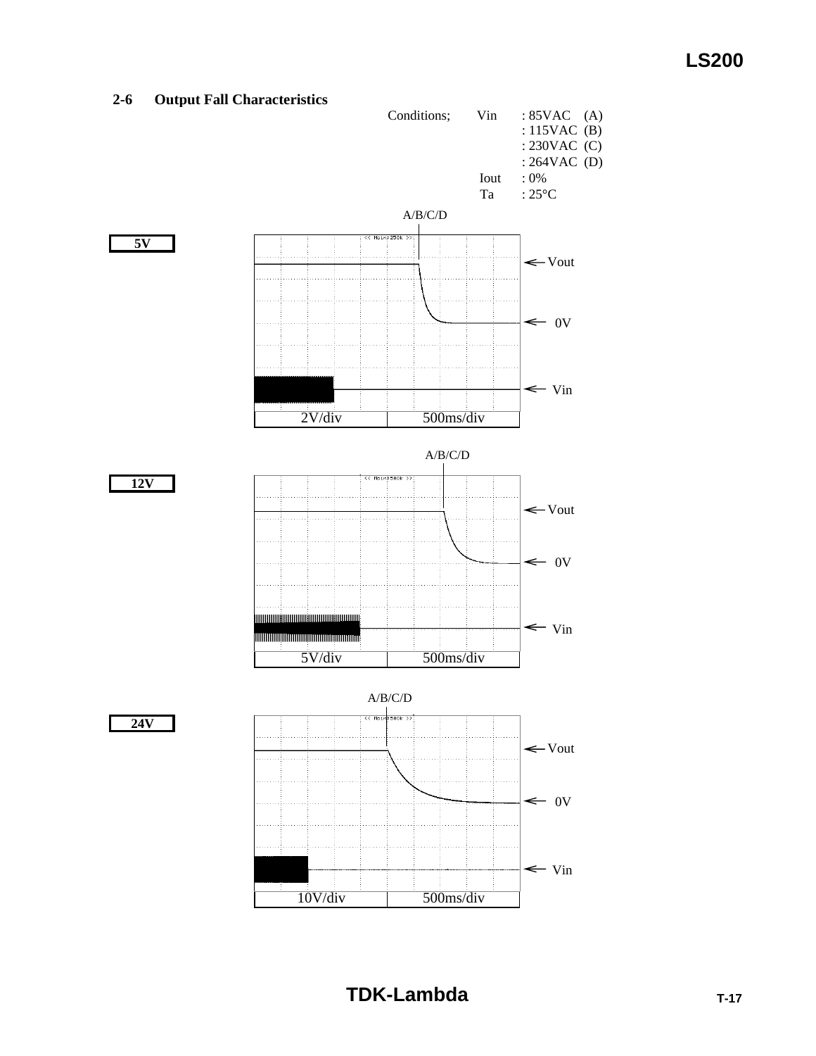## 2-6 Output Fall Characteristics

Conditions; Vin : 85VAC (A)
: 115VAC (B)
: 230VAC (C)
: 264VAC (D)
Iout : 0%
Ta : 25°C

**5V**

A/B/C/D

Vout
0V
Vin

| 2V/div | 500ms/div |
|---|---|

**12V**

A/B/C/D

Vout
0V
Vin

| 5V/div | 500ms/div |
|---|---|

**24V**

A/B/C/D

Vout
0V
Vin

| 10V/div | 500ms/div |
|---|---|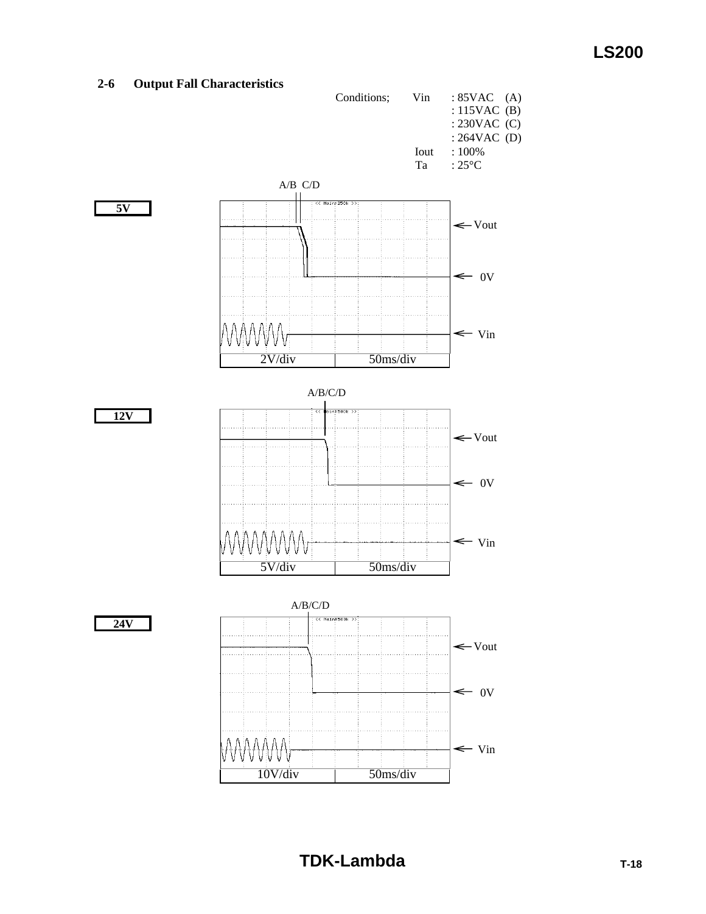## 2-6 Output Fall Characteristics

Conditions;

| | | |
|---|---|---|
| Vin | : 85VAC | (A) |
| | : 115VAC | (B) |
| | : 230VAC | (C) |
| | : 264VAC | (D) |
| Iout | : 100% | |
| Ta | : 25°C | |

**5V**

A/B C/D

Vout

0V

Vin

2V/div 50ms/div

**12V**

A/B/C/D

Vout

0V

Vin

5V/div 50ms/div

**24V**

A/B/C/D

Vout

0V

Vin

10V/div 50ms/div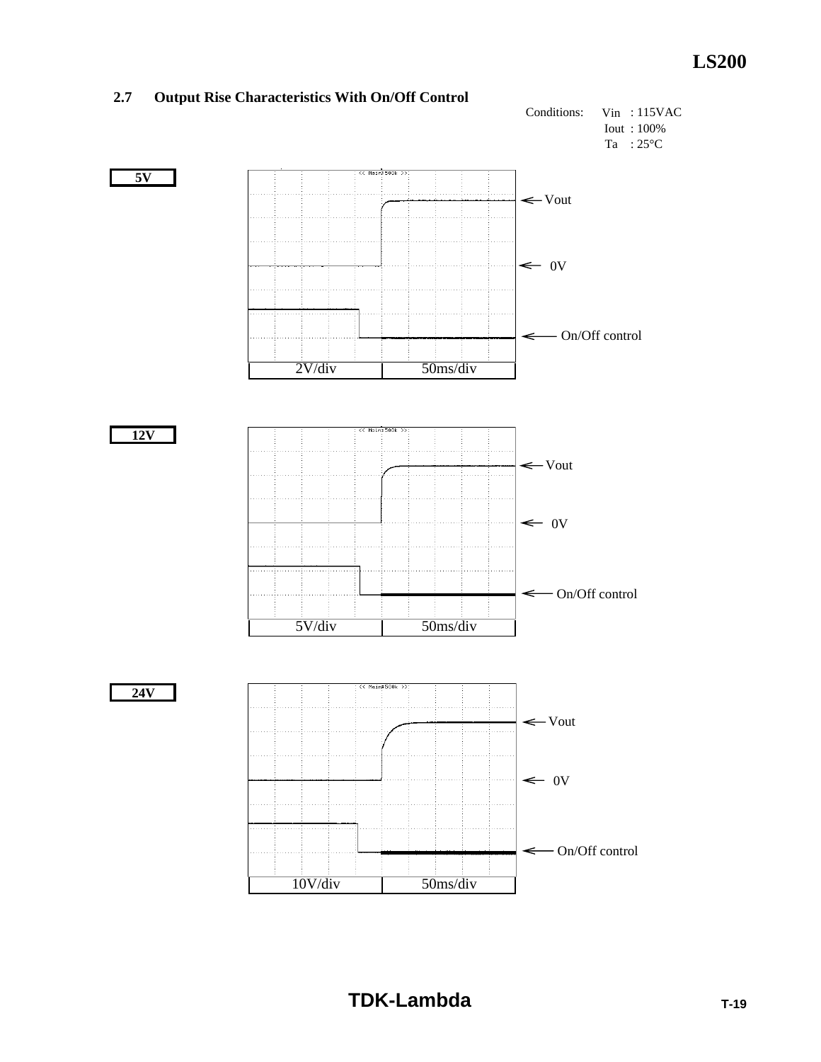## 2.7 Output Rise Characteristics With On/Off Control

Conditions: Vin : 115VAC
Iout : 100%
Ta : 25°C

**5V**

Vout

0V

On/Off control

2V/div | 50ms/div

**12V**

Vout

0V

On/Off control

5V/div | 50ms/div

**24V**

Vout

0V

On/Off control

10V/div | 50ms/div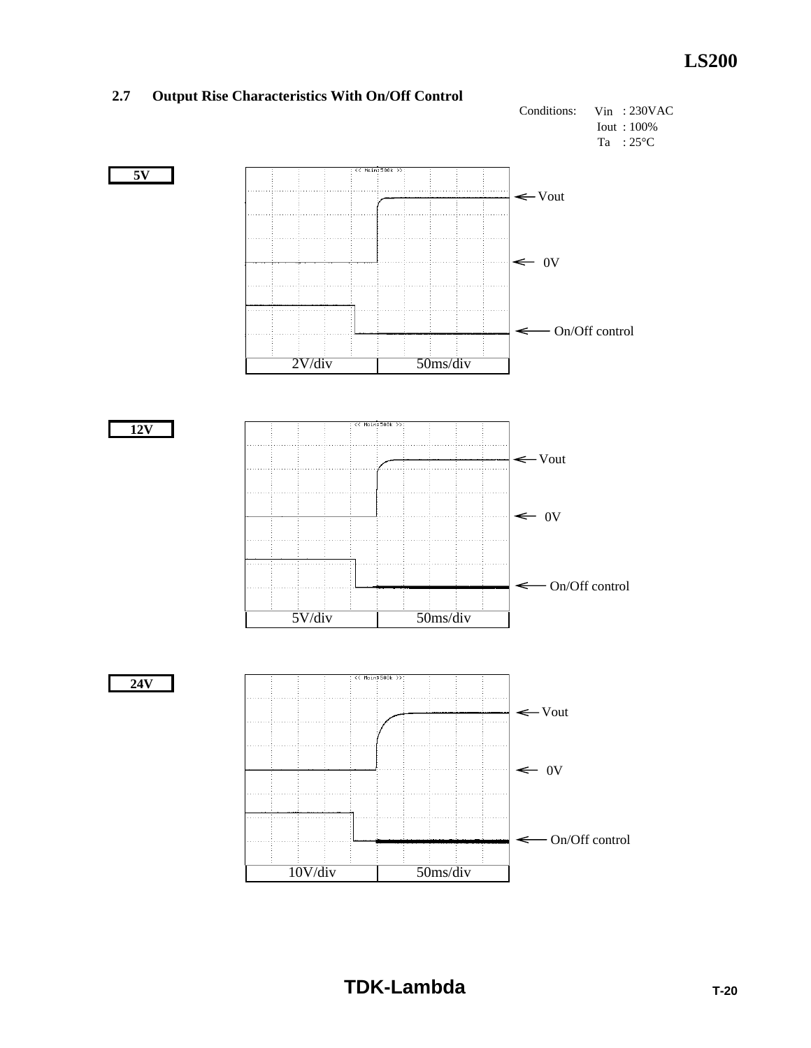## 2.7 Output Rise Characteristics With On/Off Control

Conditions: Vin : 230VAC
Iout : 100%
Ta : 25°C

**5V**

Vout

0V

On/Off control

2V/div 50ms/div

**12V**

Vout

0V

On/Off control

5V/div 50ms/div

**24V**

Vout

0V

On/Off control

10V/div 50ms/div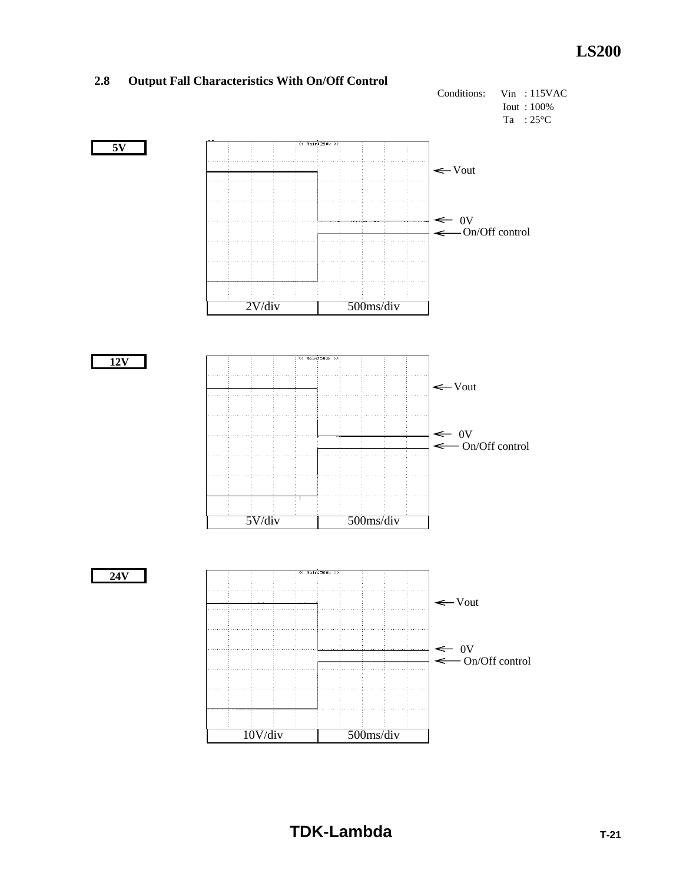## 2.8 Output Fall Characteristics With On/Off Control

Conditions: Vin : 115VAC
Iout : 100%
Ta : 25°C

**5V**

Vout
0V
On/Off control

| 2V/div | 500ms/div |
|---|---|

**12V**

Vout
0V
On/Off control

| 5V/div | 500ms/div |
|---|---|

**24V**

Vout
0V
On/Off control

| 10V/div | 500ms/div |
|---|---|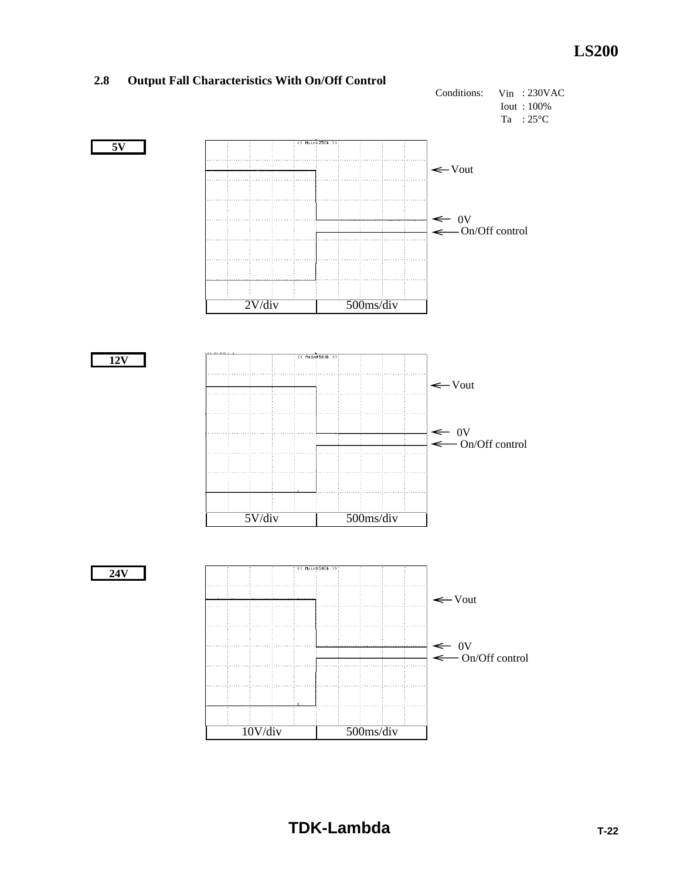## 2.8 Output Fall Characteristics With On/Off Control

Conditions: Vin : 230VAC
Iout : 100%
Ta : 25°C

**5V**

Vout

0V

On/Off control

2V/div 500ms/div

**12V**

Vout

0V

On/Off control

5V/div 500ms/div

**24V**

Vout

0V

On/Off control

10V/div 500ms/div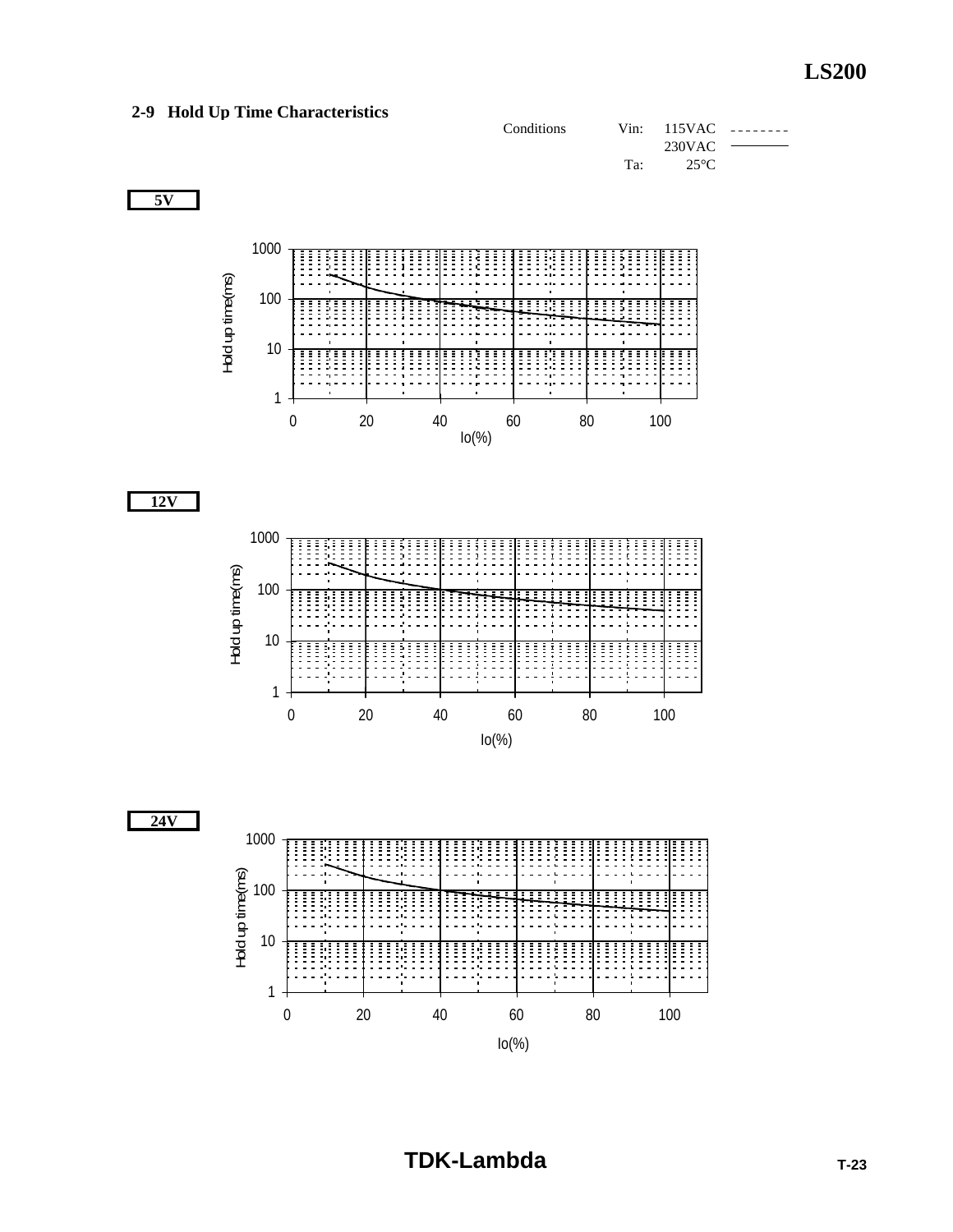## 2-9 Hold Up Time Characteristics

Conditions Vin: 115VAC - - - - - - - -
230VAC ————
Ta: 25°C

**5V**

Hold up time(ms)

1000
100
10
1

0 20 40 60 80 100

Io(%)

**12V**

Hold up time(ms)

1000
100
10
1

0 20 40 60 80 100

Io(%)

**24V**

Hold up time(ms)

1000
100
10
1

0 20 40 60 80 100

Io(%)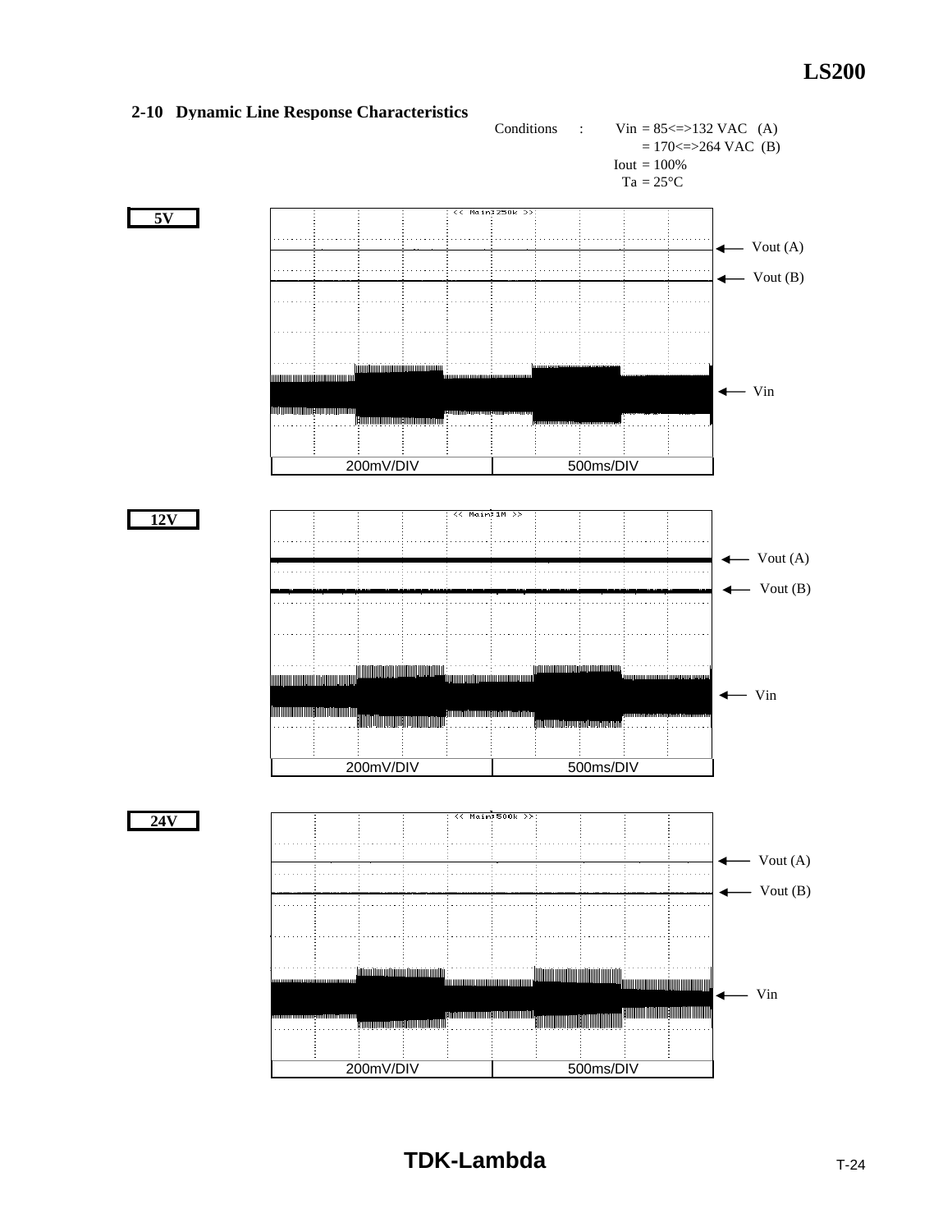## 2-10 Dynamic Line Response Characteristics

Conditions : Vin = 85<=>132 VAC (A)
= 170<=>264 VAC (B)
Iout = 100%
Ta = 25°C

**5V**

<< Main:250k >>

Vout (A)

Vout (B)

Vin

200mV/DIV 500ms/DIV

**12V**

<< Main:1M >>

Vout (A)

Vout (B)

Vin

200mV/DIV 500ms/DIV

**24V**

<< Main:500k >>

Vout (A)

Vout (B)

Vin

200mV/DIV 500ms/DIV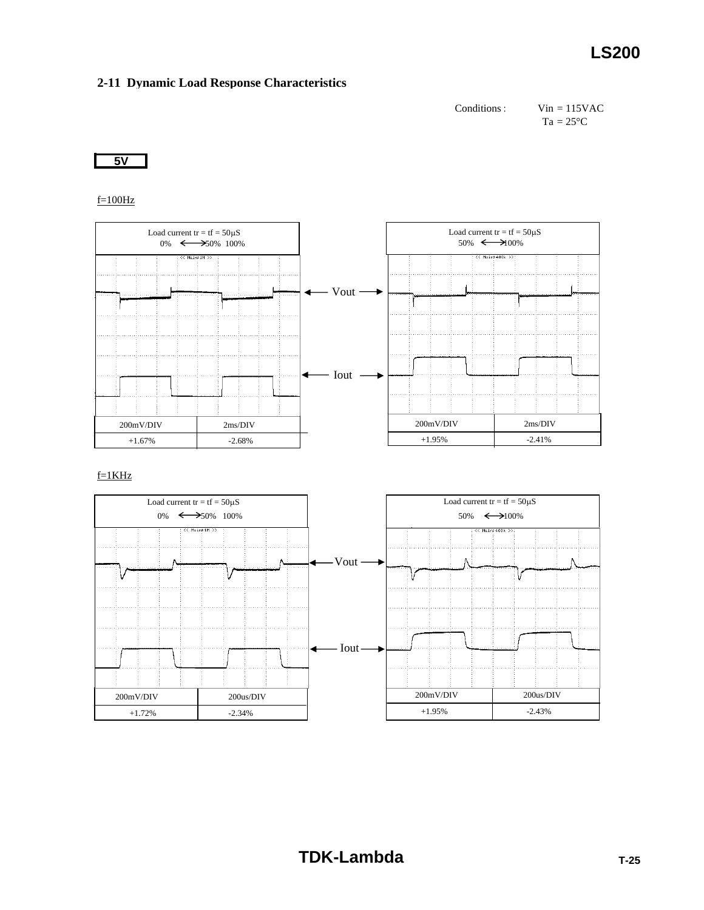## 2-11 Dynamic Load Response Characteristics

Conditions : Vin = 115VAC
Ta = 25°C

**5V**

f=100Hz

Load current tr = tf = 50μS
0% ⟷ 50% 100%

Vout

Iout

| 200mV/DIV | 2ms/DIV |
|---|---|
| +1.67% | -2.68% |

Load current tr = tf = 50μS
50% ⟷ 100%

| 200mV/DIV | 2ms/DIV |
|---|---|
| +1.95% | -2.41% |

f=1KHz

Load current tr = tf = 50μS
0% ⟷ 50% 100%

Vout

Iout

| 200mV/DIV | 200us/DIV |
|---|---|
| +1.72% | -2.34% |

Load current tr = tf = 50μS
50% ⟷ 100%

| 200mV/DIV | 200us/DIV |
|---|---|
| +1.95% | -2.43% |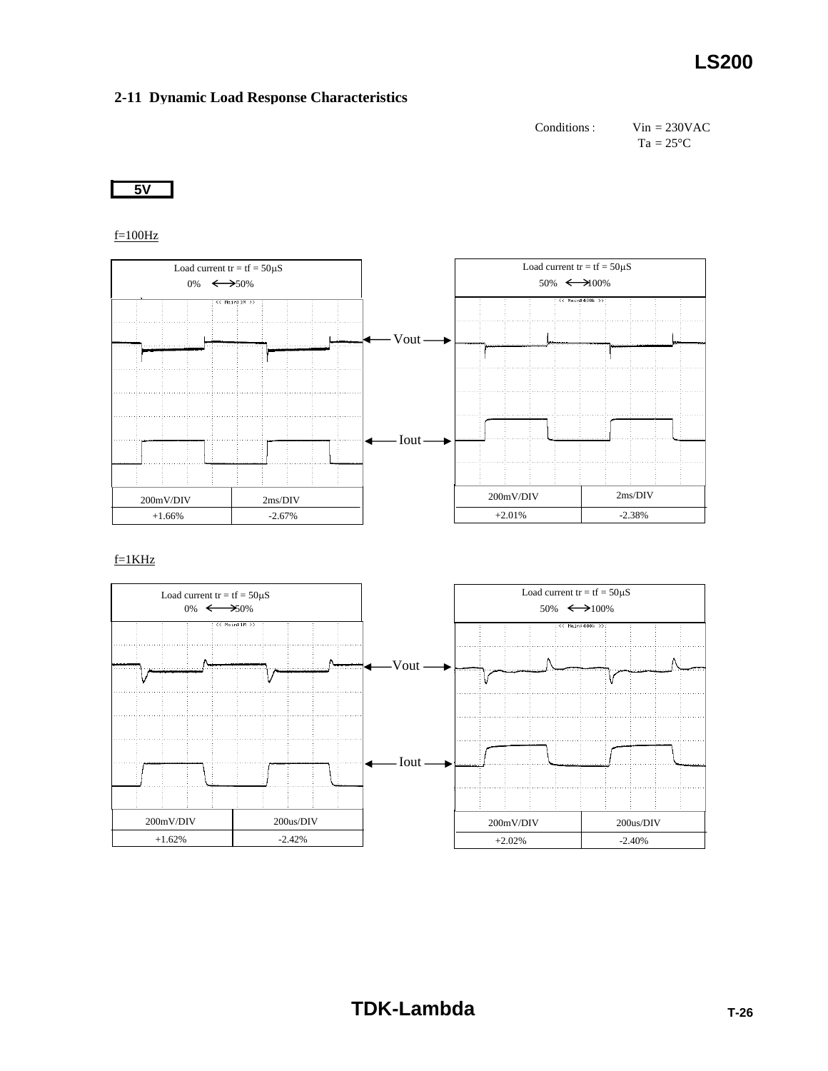## 2-11 Dynamic Load Response Characteristics

Conditions : Vin = 230VAC
Ta = 25°C

**5V**

f=100Hz

| Load current tr = tf = 50μS 0% ⟷ 50% | |
|---|---|
| 200mV/DIV | 2ms/DIV |
| +1.66% | -2.67% |

| Load current tr = tf = 50μS 50% ⟷ 100% | |
|---|---|
| 200mV/DIV | 2ms/DIV |
| +2.01% | -2.38% |

Vout

Iout

f=1KHz

| Load current tr = tf = 50μS 0% ⟷ 50% | |
|---|---|
| 200mV/DIV | 200us/DIV |
| +1.62% | -2.42% |

| Load current tr = tf = 50μS 50% ⟷ 100% | |
|---|---|
| 200mV/DIV | 200us/DIV |
| +2.02% | -2.40% |

Vout

Iout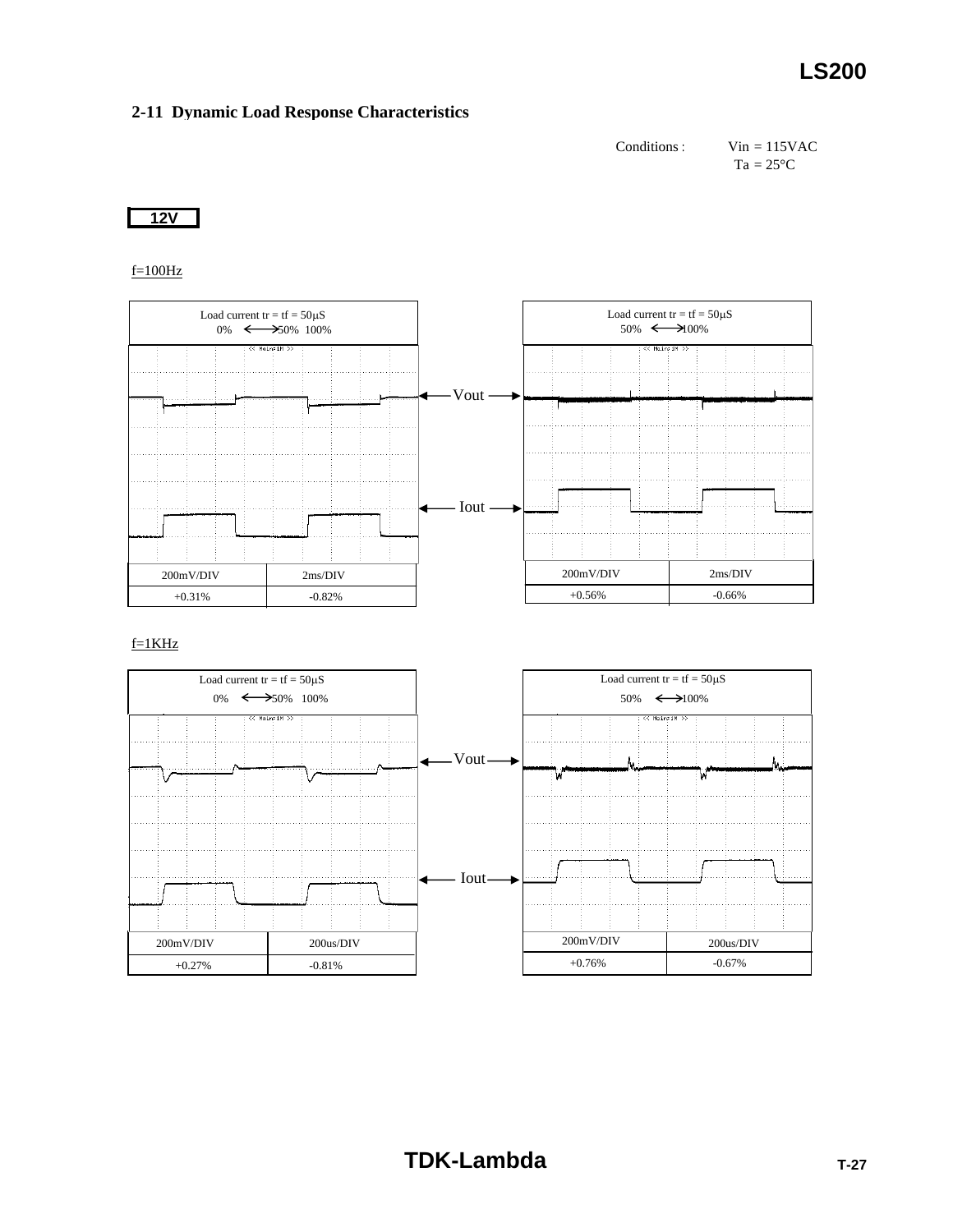## 2-11 Dynamic Load Response Characteristics

Conditions : Vin = 115VAC
Ta = 25°C

**12V**

f=100Hz

Load current tr = tf = 50μS
0% ⟷ 50% 100%

| 200mV/DIV | 2ms/DIV |
|---|---|
| +0.31% | -0.82% |

Load current tr = tf = 50μS
50% ⟷ 100%

| 200mV/DIV | 2ms/DIV |
|---|---|
| +0.56% | -0.66% |

Vout

Iout

f=1KHz

Load current tr = tf = 50μS
0% ⟷ 50% 100%

| 200mV/DIV | 200us/DIV |
|---|---|
| +0.27% | -0.81% |

Load current tr = tf = 50μS
50% ⟷ 100%

| 200mV/DIV | 200us/DIV |
|---|---|
| +0.76% | -0.67% |

Vout

Iout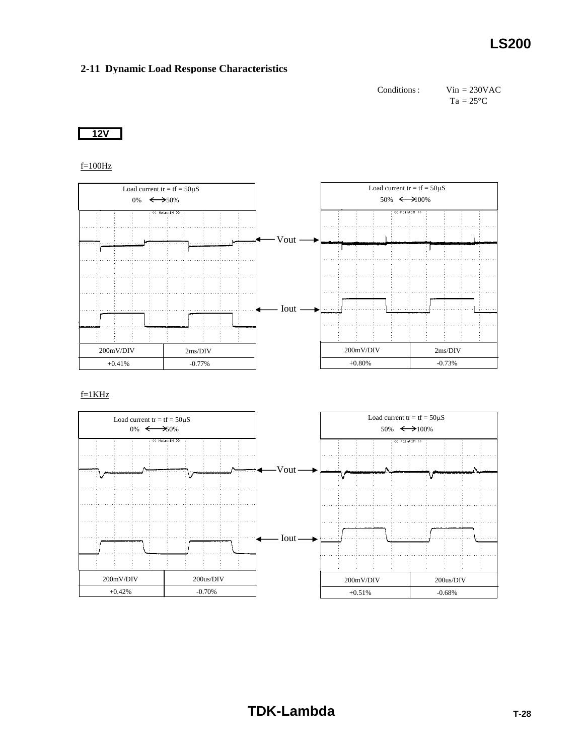## 2-11 Dynamic Load Response Characteristics

Conditions : Vin = 230VAC
Ta = 25°C

**12V**

f=100Hz

Load current tr = tf = 50μS
0% ⟷ 50%

| 200mV/DIV | 2ms/DIV |
|---|---|
| +0.41% | -0.77% |

Load current tr = tf = 50μS
50% ⟷ 100%

| 200mV/DIV | 2ms/DIV |
|---|---|
| +0.80% | -0.73% |

Vout

Iout

f=1KHz

Load current tr = tf = 50μS
0% ⟷ 50%

| 200mV/DIV | 200us/DIV |
|---|---|
| +0.42% | -0.70% |

Load current tr = tf = 50μS
50% ⟷ 100%

| 200mV/DIV | 200us/DIV |
|---|---|
| +0.51% | -0.68% |

Vout

Iout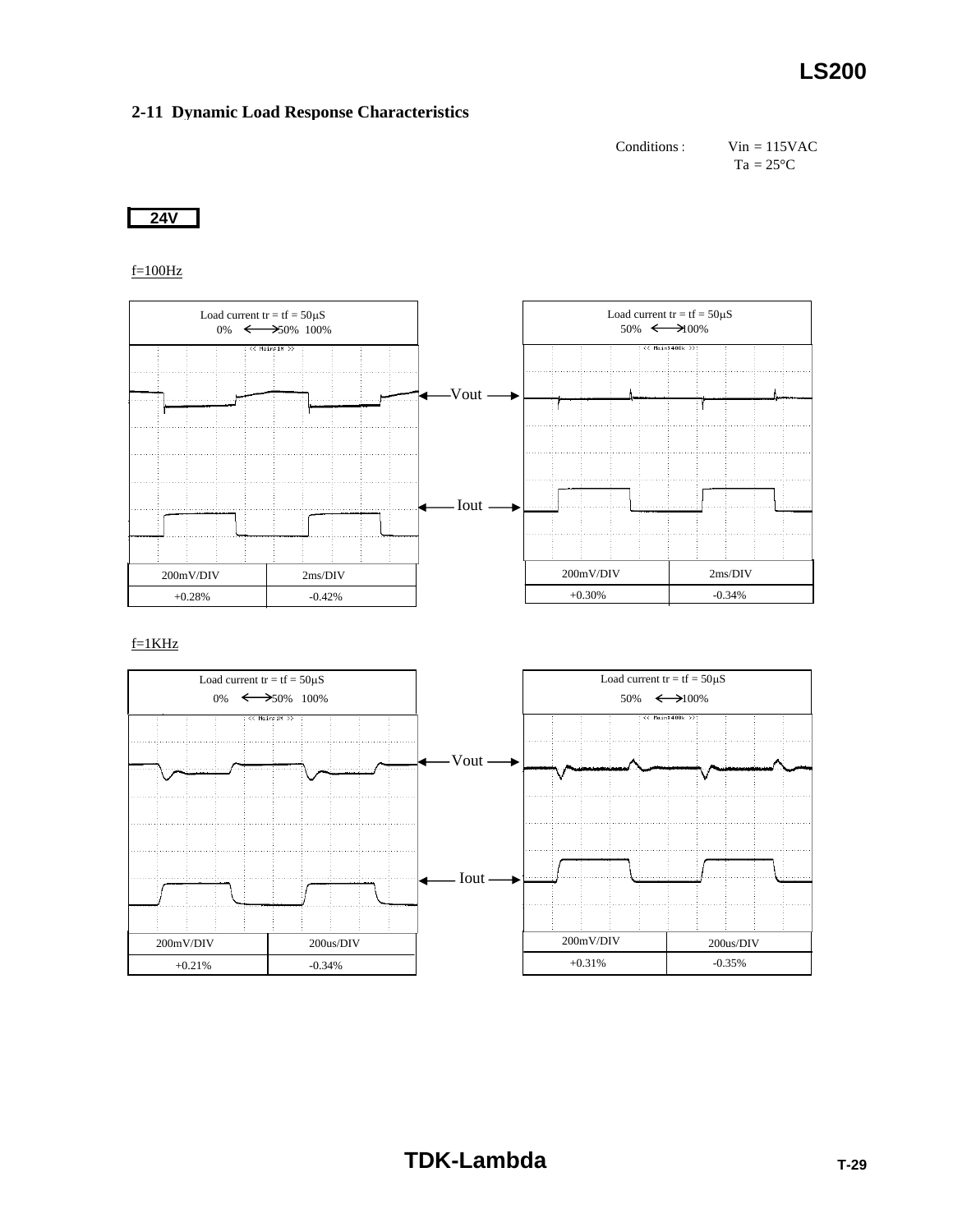## 2-11 Dynamic Load Response Characteristics

Conditions : Vin = 115VAC
Ta = 25°C

**24V**

f=100Hz

Load current tr = tf = 50μS
0% ⟷ 50% 100%

| 200mV/DIV | 2ms/DIV |
|---|---|
| +0.28% | -0.42% |

Load current tr = tf = 50μS
50% ⟷ 100%

| 200mV/DIV | 2ms/DIV |
|---|---|
| +0.30% | -0.34% |

Vout

Iout

f=1KHz

Load current tr = tf = 50μS
0% ⟷ 50% 100%

| 200mV/DIV | 200us/DIV |
|---|---|
| +0.21% | -0.34% |

Load current tr = tf = 50μS
50% ⟷ 100%

| 200mV/DIV | 200us/DIV |
|---|---|
| +0.31% | -0.35% |

Vout

Iout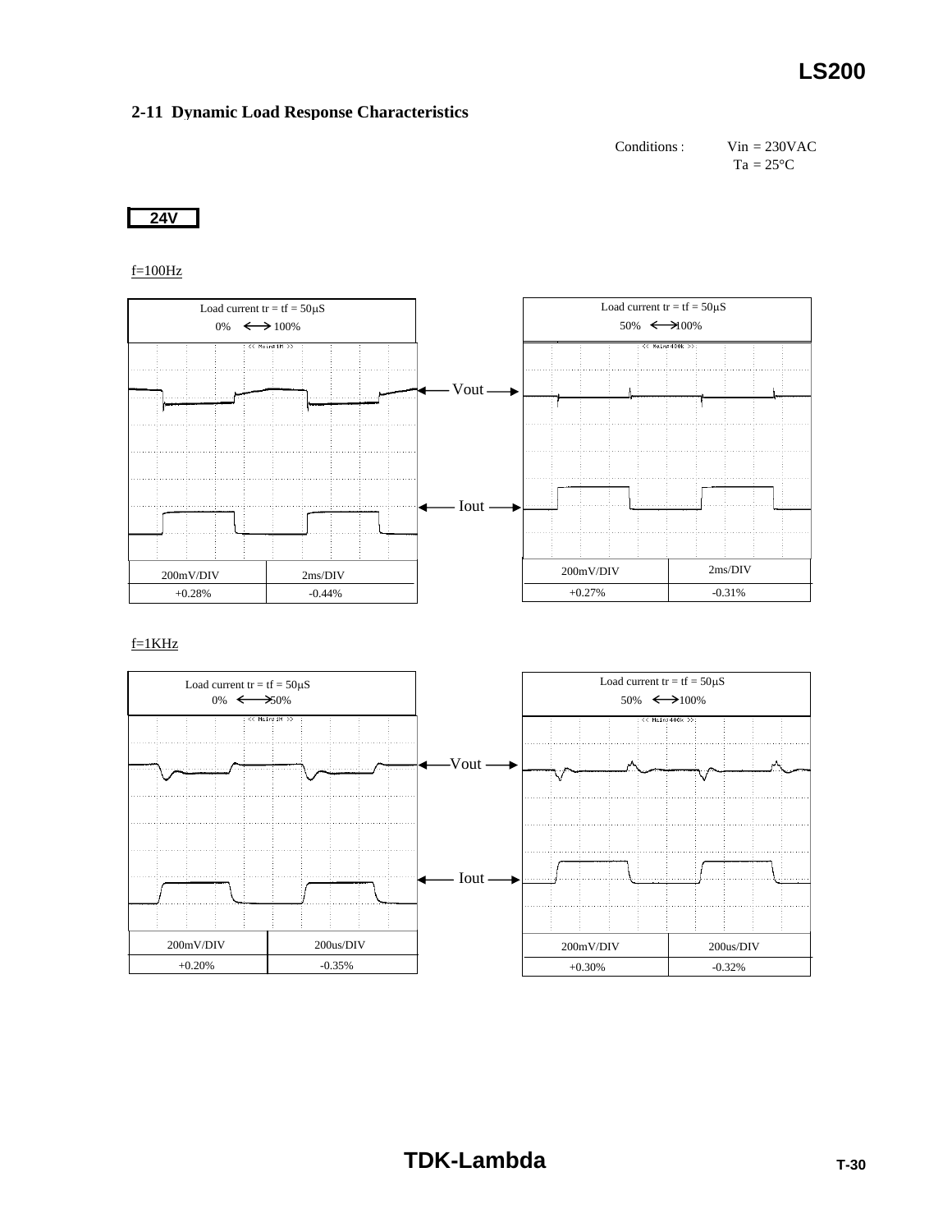## 2-11 Dynamic Load Response Characteristics

Conditions : Vin = 230VAC
Ta = 25°C

**24V**

f=100Hz

| Load current tr = tf = 50μS 0% ⟷ 100% | |
|---|---|
| 200mV/DIV | 2ms/DIV |
| +0.28% | -0.44% |

| Load current tr = tf = 50μS 50% ⟷ 100% | |
|---|---|
| 200mV/DIV | 2ms/DIV |
| +0.27% | -0.31% |

Vout

Iout

f=1KHz

| Load current tr = tf = 50μS 0% ⟷ 50% | |
|---|---|
| 200mV/DIV | 200us/DIV |
| +0.20% | -0.35% |

| Load current tr = tf = 50μS 50% ⟷ 100% | |
|---|---|
| 200mV/DIV | 200us/DIV |
| +0.30% | -0.32% |

Vout

Iout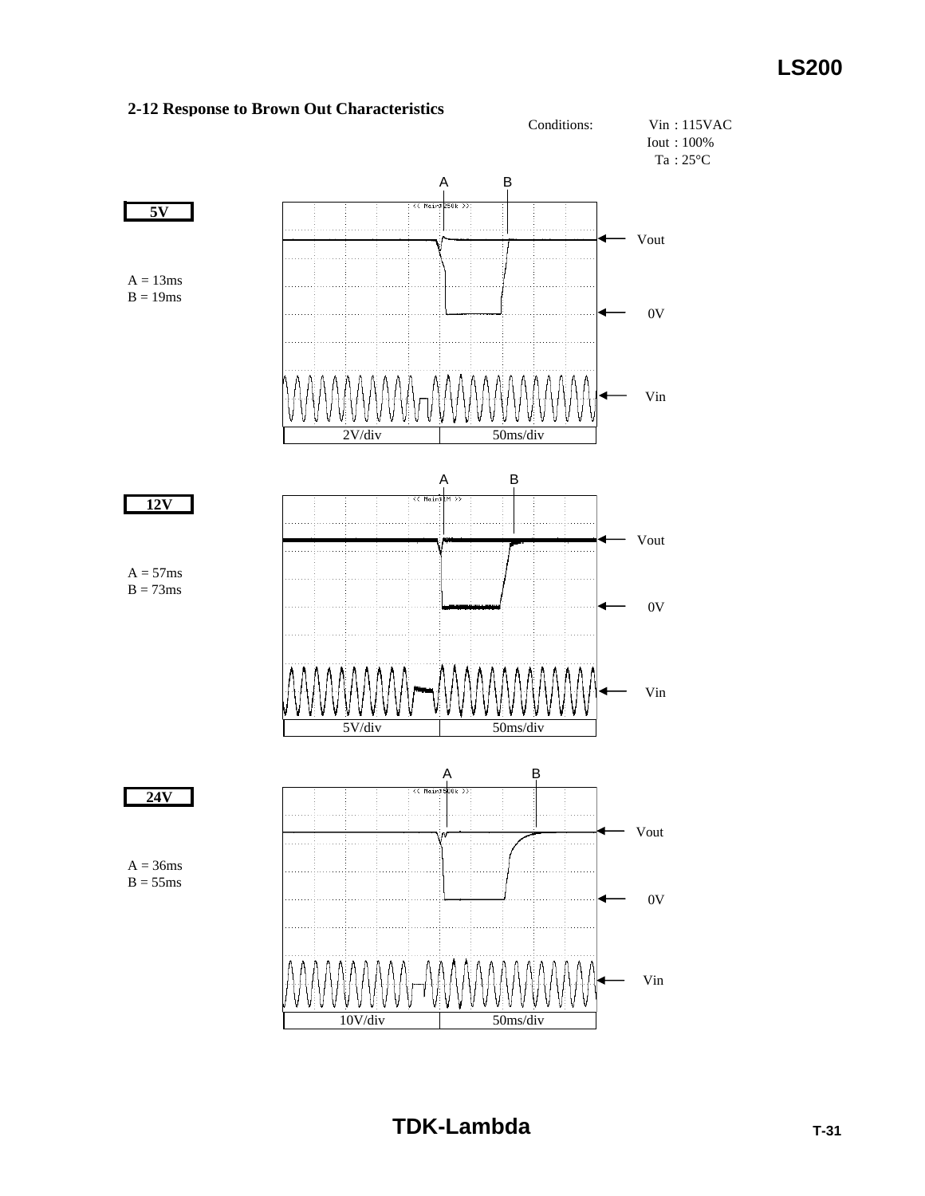## 2-12 Response to Brown Out Characteristics

Conditions: Vin : 115VAC
Iout : 100%
Ta : 25°C

**5V**

A = 13ms
B = 19ms

Vout, 0V, Vin — 2V/div, 50ms/div

**12V**

A = 57ms
B = 73ms

Vout, 0V, Vin — 5V/div, 50ms/div

**24V**

A = 36ms
B = 55ms

Vout, 0V, Vin — 10V/div, 50ms/div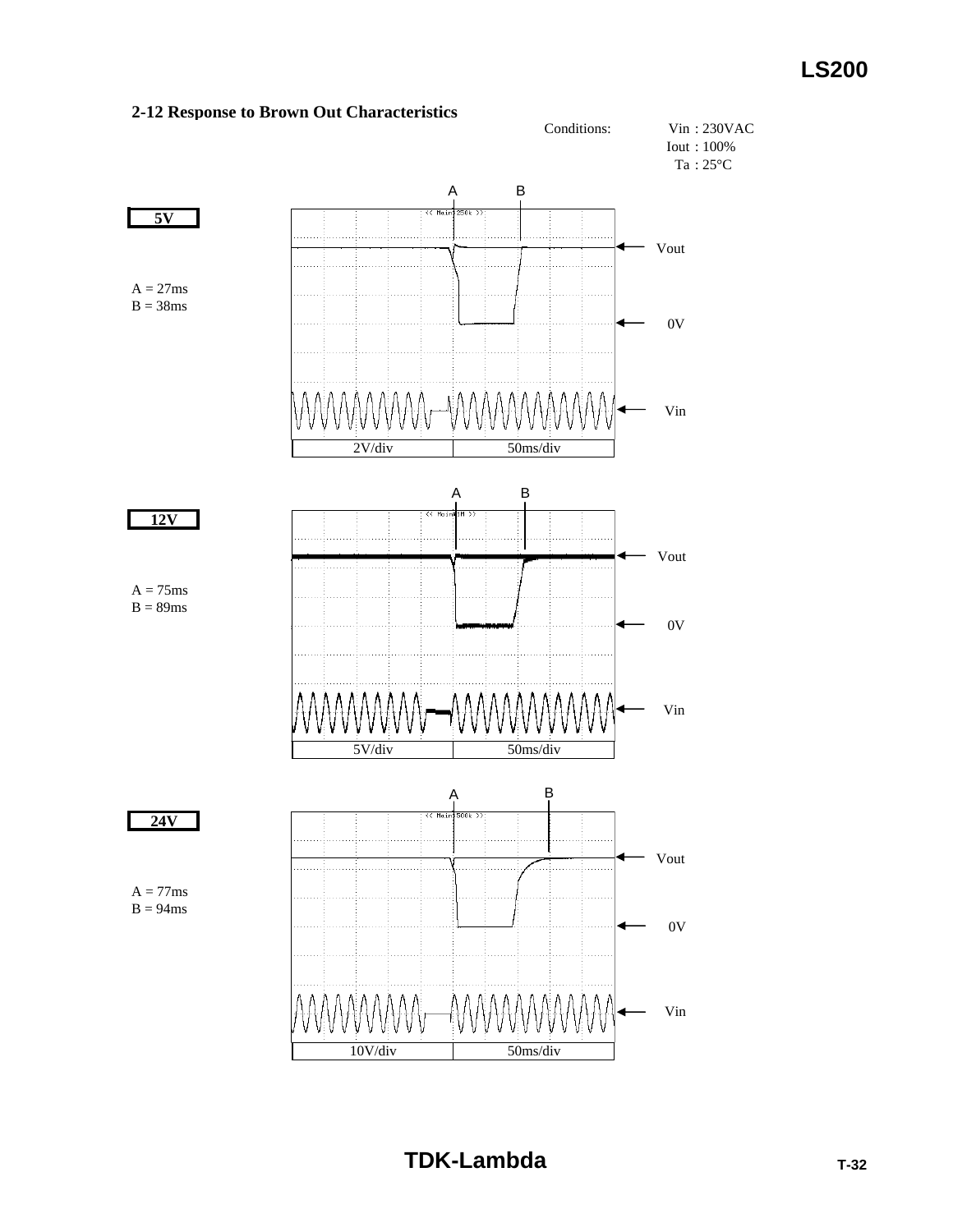## 2-12 Response to Brown Out Characteristics

Conditions: Vin : 230VAC
Iout : 100%
Ta : 25°C

**5V**

A = 27ms
B = 38ms

A B

Vout

0V

Vin

2V/div 50ms/div

**12V**

A = 75ms
B = 89ms

A B

Vout

0V

Vin

5V/div 50ms/div

**24V**

A = 77ms
B = 94ms

A B

Vout

0V

Vin

10V/div 50ms/div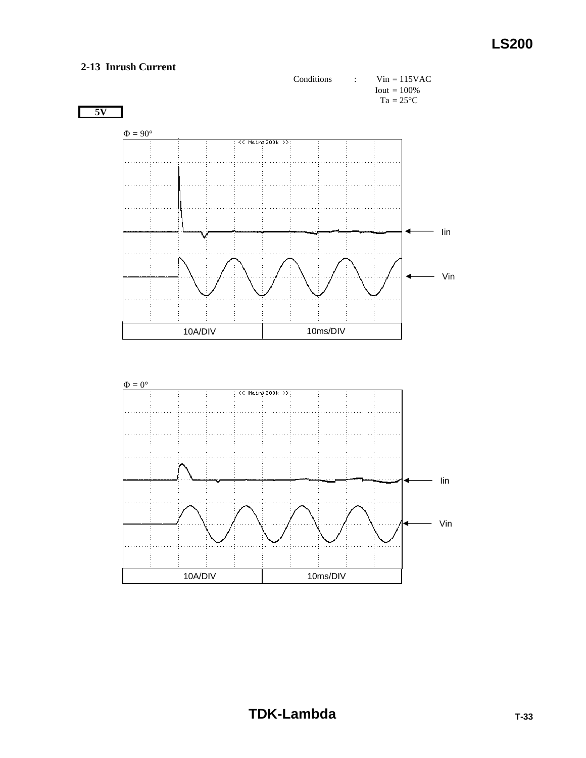## 2-13 Inrush Current

Conditions : Vin = 115VAC
Iout = 100%
Ta = 25°C

**5V**

Φ = 90°

<< Main: 200k >>

Iin

Vin

10A/DIV | 10ms/DIV

Φ = 0°

<< Main: 200k >>

Iin

Vin

10A/DIV | 10ms/DIV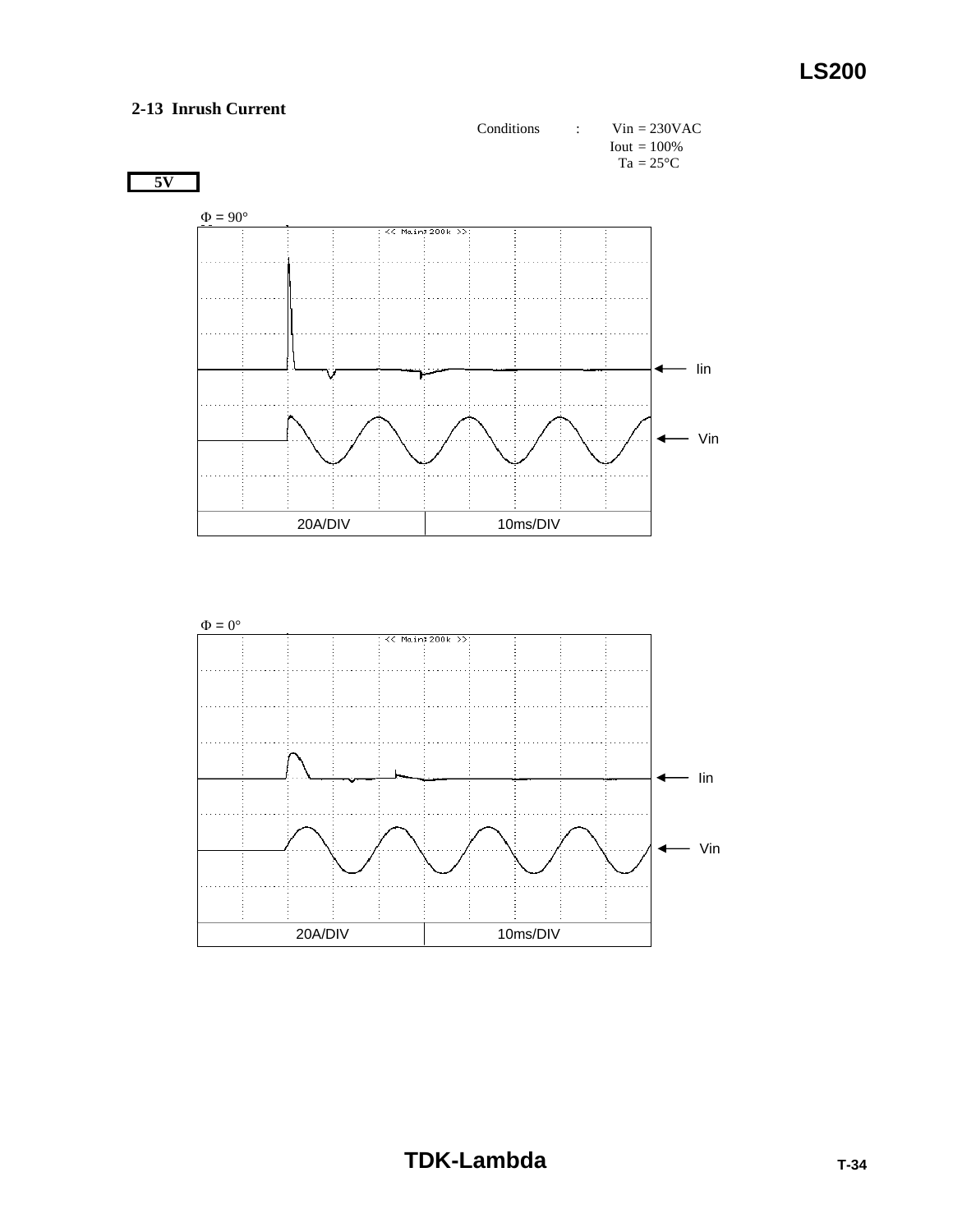## 2-13 Inrush Current

Conditions : Vin = 230VAC
Iout = 100%
Ta = 25°C

**5V**

Φ = 90°

<< Main: 200k >>

Iin

Vin

| 20A/DIV | 10ms/DIV |
|---|---|

Φ = 0°

<< Main: 200k >>

Iin

Vin

| 20A/DIV | 10ms/DIV |
|---|---|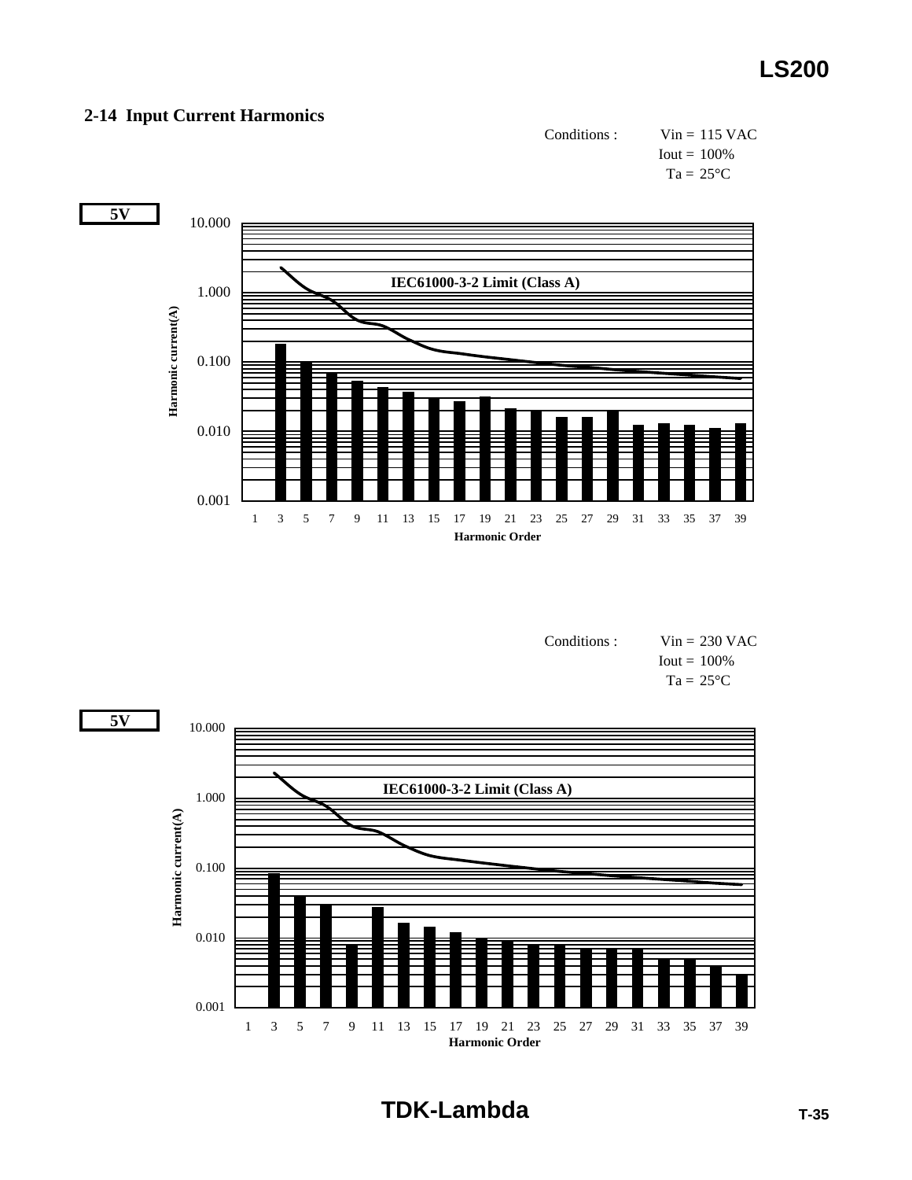## 2-14 Input Current Harmonics

Conditions : Vin = 115 VAC
Iout = 100%
Ta = 25°C

**5V**

IEC61000-3-2 Limit (Class A)

Harmonic current(A)

Harmonic Order

Conditions : Vin = 230 VAC
Iout = 100%
Ta = 25°C

**5V**

IEC61000-3-2 Limit (Class A)

Harmonic current(A)

Harmonic Order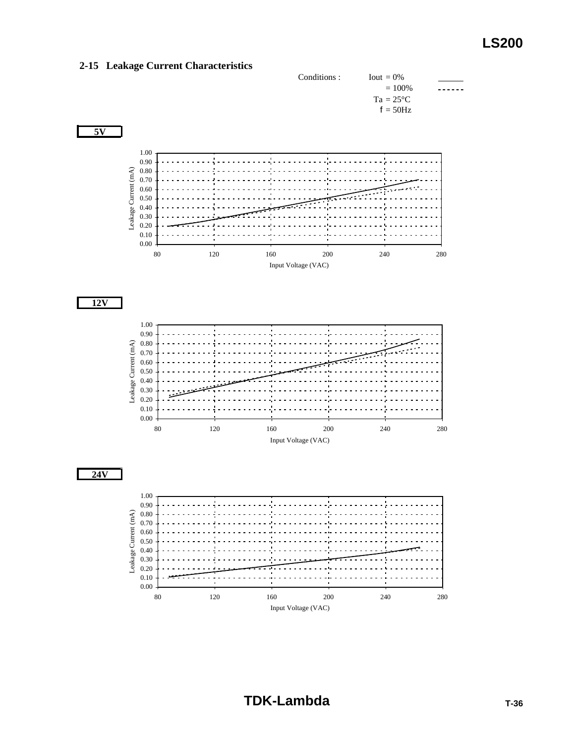## 2-15 Leakage Current Characteristics

Conditions : Iout = 0% ______
= 100% ------
Ta = 25°C
f = 50Hz

**5V**

Leakage Current (mA) vs. Input Voltage (VAC)

**12V**

Leakage Current (mA) vs. Input Voltage (VAC)

**24V**

Leakage Current (mA) vs. Input Voltage (VAC)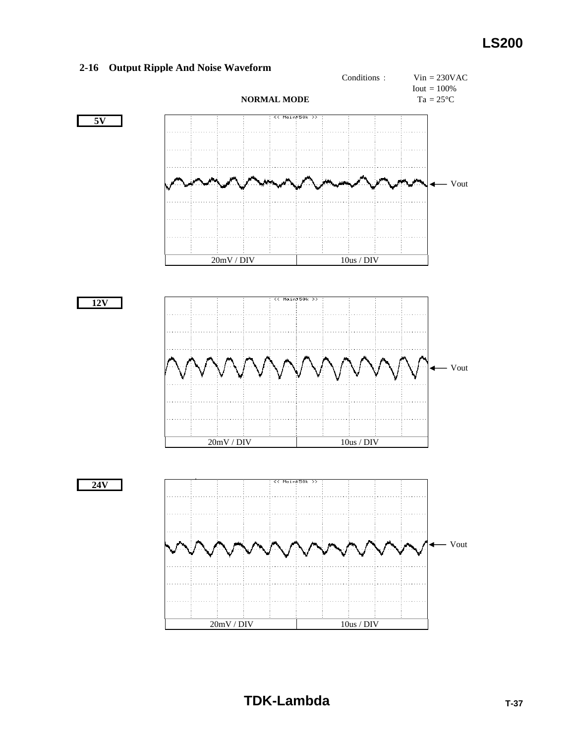## 2-16 Output Ripple And Noise Waveform

Conditions : Vin = 230VAC
Iout = 100%
Ta = 25°C

**NORMAL MODE**

**5V**

Vout

20mV / DIV | 10us / DIV

**12V**

Vout

20mV / DIV | 10us / DIV

**24V**

Vout

20mV / DIV | 10us / DIV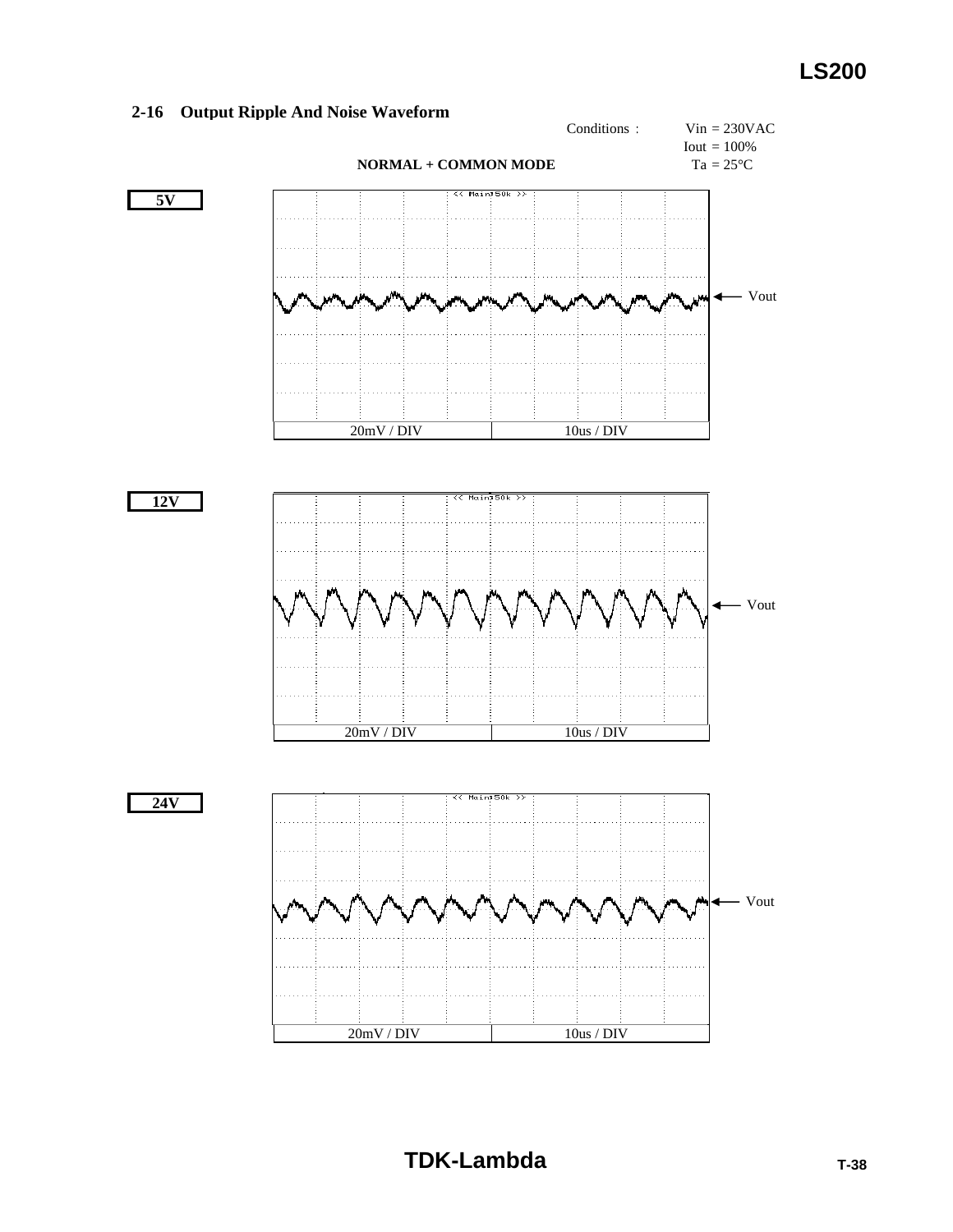## 2-16 Output Ripple And Noise Waveform

Conditions : Vin = 230VAC
Iout = 100%
Ta = 25°C

**NORMAL + COMMON MODE**

**5V**

Vout

20mV / DIV | 10us / DIV

**12V**

Vout

20mV / DIV | 10us / DIV

**24V**

Vout

20mV / DIV | 10us / DIV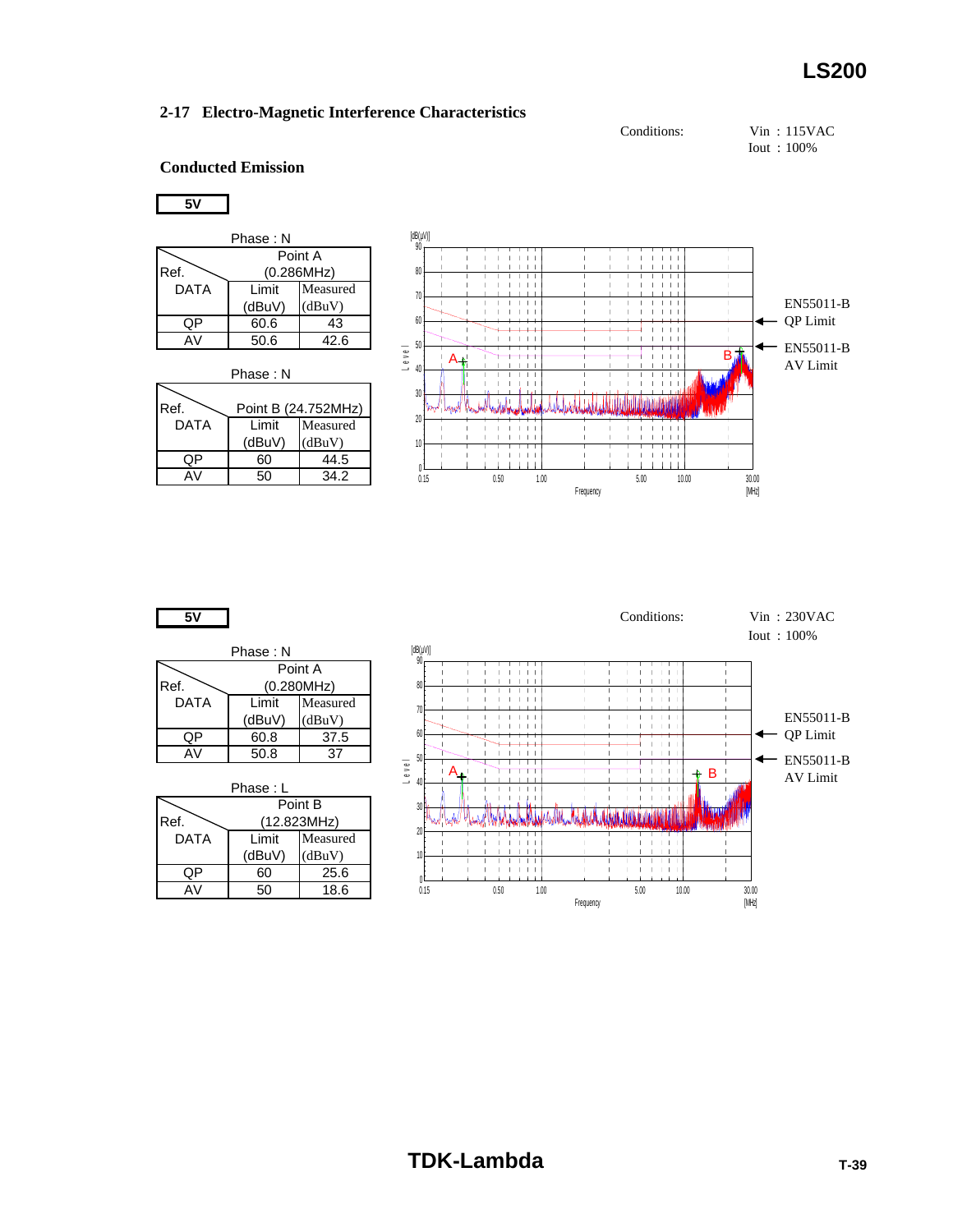## 2-17 Electro-Magnetic Interference Characteristics

Conditions: Vin : 115VAC
Iout : 100%

### Conducted Emission

**5V**

Phase : N

| Ref. DATA | Point A (0.286MHz) | |
|---|---|---|
| | Limit (dBuV) | Measured (dBuV) |
| QP | 60.6 | 43 |
| AV | 50.6 | 42.6 |

Phase : N

| Ref. DATA | Point B (24.752MHz) | |
|---|---|---|
| | Limit (dBuV) | Measured (dBuV) |
| QP | 60 | 44.5 |
| AV | 50 | 34.2 |

EN55011-B QP Limit

EN55011-B AV Limit

**5V**

Conditions: Vin : 230VAC
Iout : 100%

Phase : N

| Ref. DATA | Point A (0.280MHz) | |
|---|---|---|
| | Limit (dBuV) | Measured (dBuV) |
| QP | 60.8 | 37.5 |
| AV | 50.8 | 37 |

Phase : L

| Ref. DATA | Point B (12.823MHz) | |
|---|---|---|
| | Limit (dBuV) | Measured (dBuV) |
| QP | 60 | 25.6 |
| AV | 50 | 18.6 |

EN55011-B QP Limit

EN55011-B AV Limit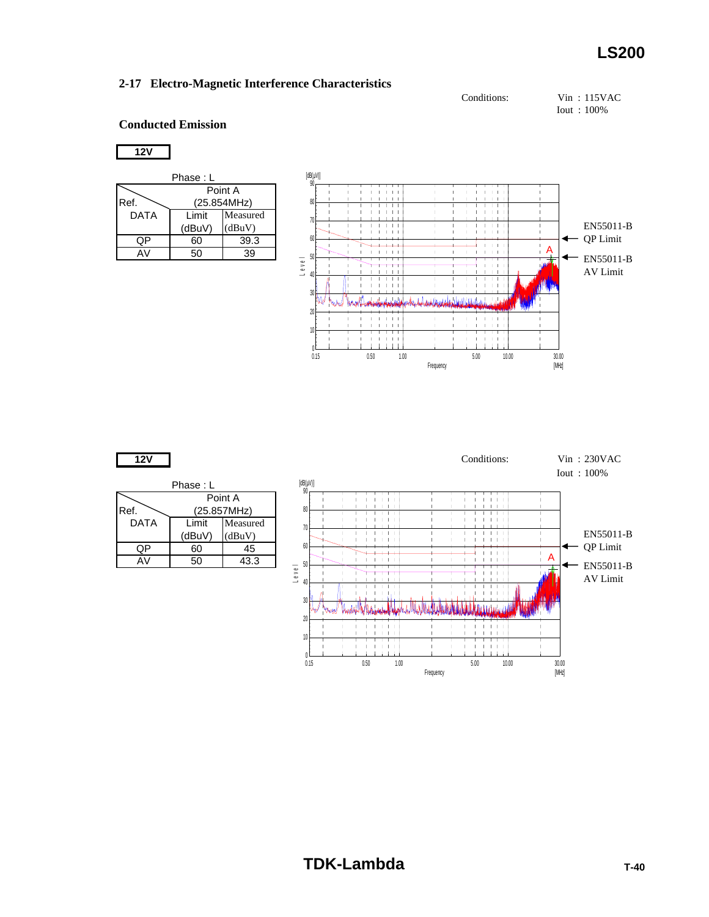## 2-17 Electro-Magnetic Interference Characteristics

Conditions: Vin : 115VAC
Iout : 100%

### Conducted Emission

**12V**

Phase : L

| Ref. DATA | Point A (25.854MHz) Limit (dBuV) | Measured (dBuV) |
|---|---|---|
| QP | 60 | 39.3 |
| AV | 50 | 39 |

EN55011-B QP Limit

EN55011-B AV Limit

**12V**

Conditions: Vin : 230VAC
Iout : 100%

Phase : L

| Ref. DATA | Point A (25.857MHz) Limit (dBuV) | Measured (dBuV) |
|---|---|---|
| QP | 60 | 45 |
| AV | 50 | 43.3 |

EN55011-B QP Limit

EN55011-B AV Limit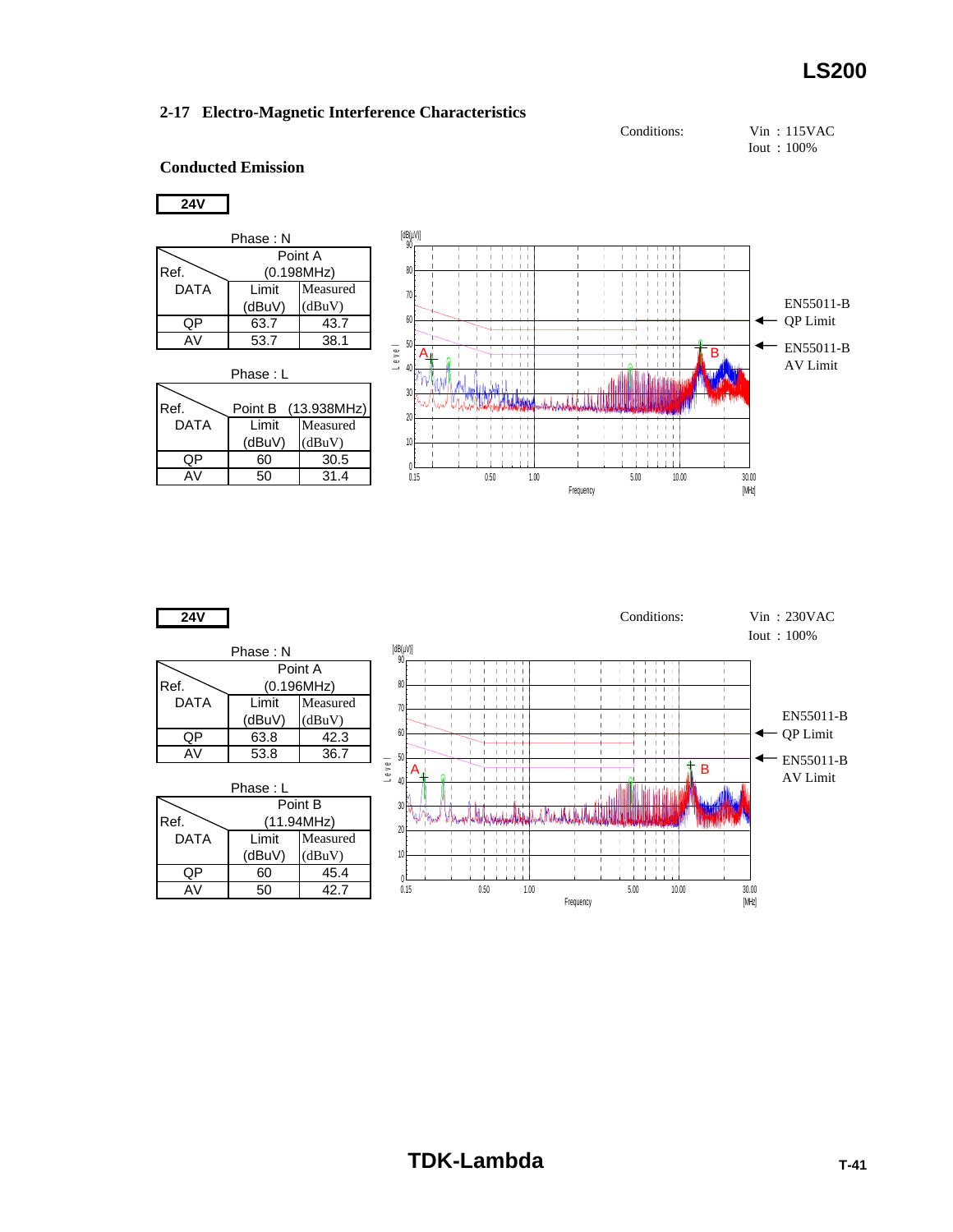## 2-17 Electro-Magnetic Interference Characteristics

Conditions: Vin : 115VAC
Iout : 100%

### Conducted Emission

**24V**

Phase : N

| Ref. DATA | Point A (0.198MHz) | |
|---|---|---|
| | Limit (dBuV) | Measured (dBuV) |
| QP | 63.7 | 43.7 |
| AV | 53.7 | 38.1 |

Phase : L

| Ref. DATA | Point B (13.938MHz) | |
|---|---|---|
| | Limit (dBuV) | Measured (dBuV) |
| QP | 60 | 30.5 |
| AV | 50 | 31.4 |

EN55011-B QP Limit

EN55011-B AV Limit

**24V**

Conditions: Vin : 230VAC
Iout : 100%

Phase : N

| Ref. DATA | Point A (0.196MHz) | |
|---|---|---|
| | Limit (dBuV) | Measured (dBuV) |
| QP | 63.8 | 42.3 |
| AV | 53.8 | 36.7 |

Phase : L

| Ref. DATA | Point B (11.94MHz) | |
|---|---|---|
| | Limit (dBuV) | Measured (dBuV) |
| QP | 60 | 45.4 |
| AV | 50 | 42.7 |

EN55011-B QP Limit

EN55011-B AV Limit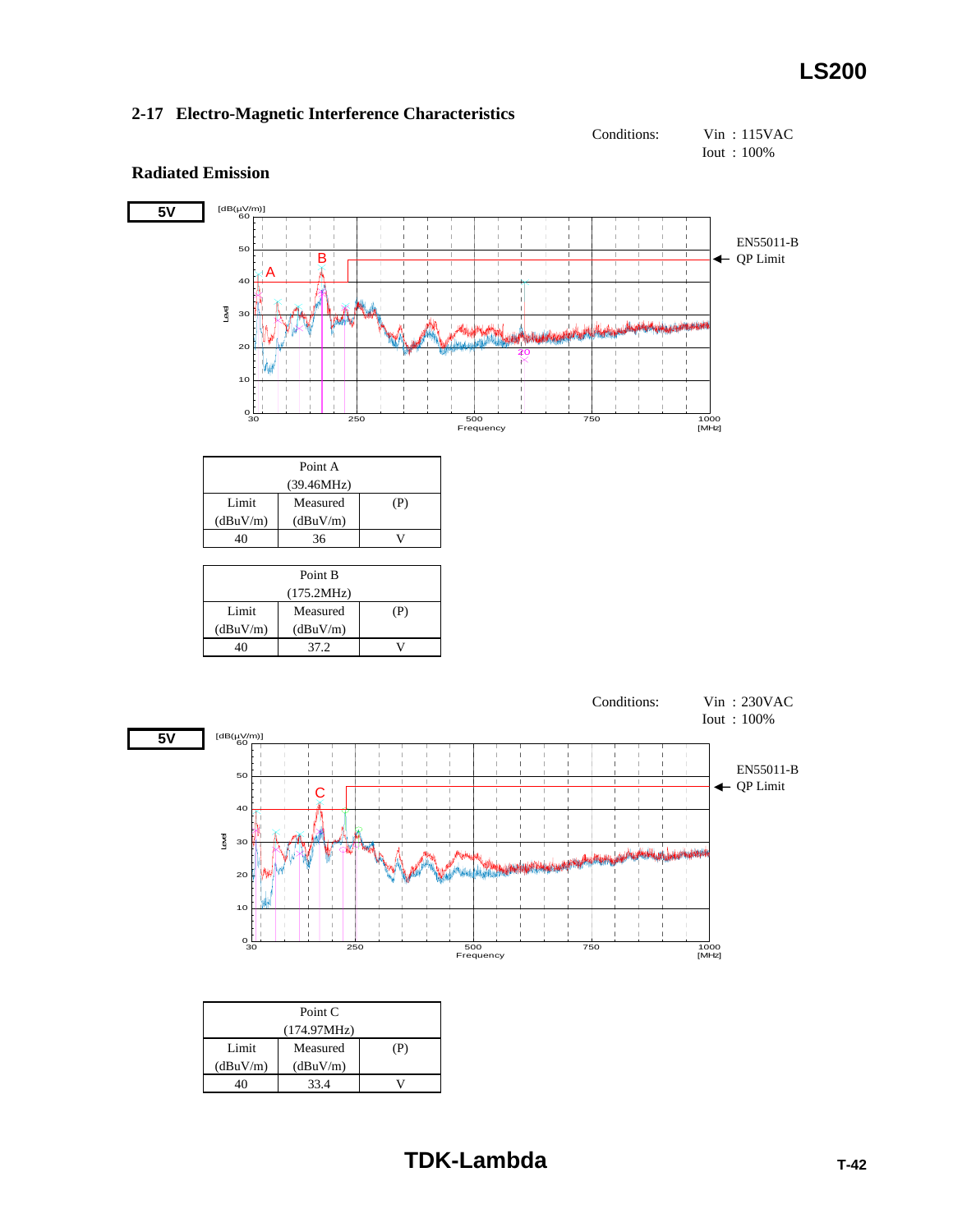## 2-17 Electro-Magnetic Interference Characteristics

Conditions: Vin : 115VAC
Iout : 100%

### Radiated Emission

**5V**

EN55011-B
QP Limit

| Point A (39.46MHz) | | |
|---|---|---|
| Limit (dBuV/m) | Measured (dBuV/m) | (P) |
| 40 | 36 | V |

| Point B (175.2MHz) | | |
|---|---|---|
| Limit (dBuV/m) | Measured (dBuV/m) | (P) |
| 40 | 37.2 | V |

Conditions: Vin : 230VAC
Iout : 100%

**5V**

EN55011-B
QP Limit

| Point C (174.97MHz) | | |
|---|---|---|
| Limit (dBuV/m) | Measured (dBuV/m) | (P) |
| 40 | 33.4 | V |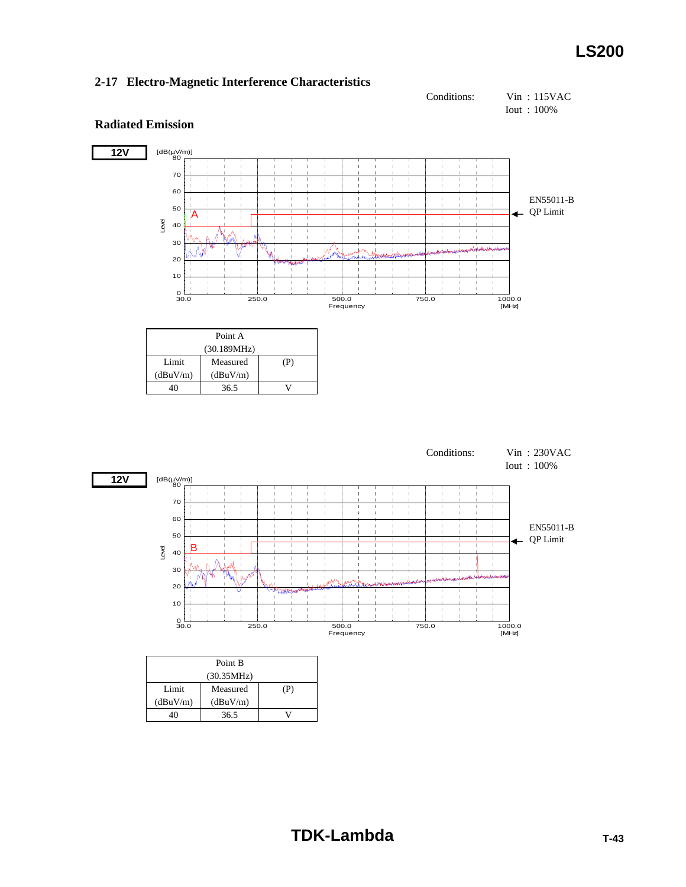## 2-17 Electro-Magnetic Interference Characteristics

Conditions: Vin : 115VAC
Iout : 100%

### Radiated Emission

**12V**

| Point A (30.189MHz) | | |
|---|---|---|
| Limit (dBuV/m) | Measured (dBuV/m) | (P) |
| 40 | 36.5 | V |

Conditions: Vin : 230VAC
Iout : 100%

**12V**

| Point B (30.35MHz) | | |
|---|---|---|
| Limit (dBuV/m) | Measured (dBuV/m) | (P) |
| 40 | 36.5 | V |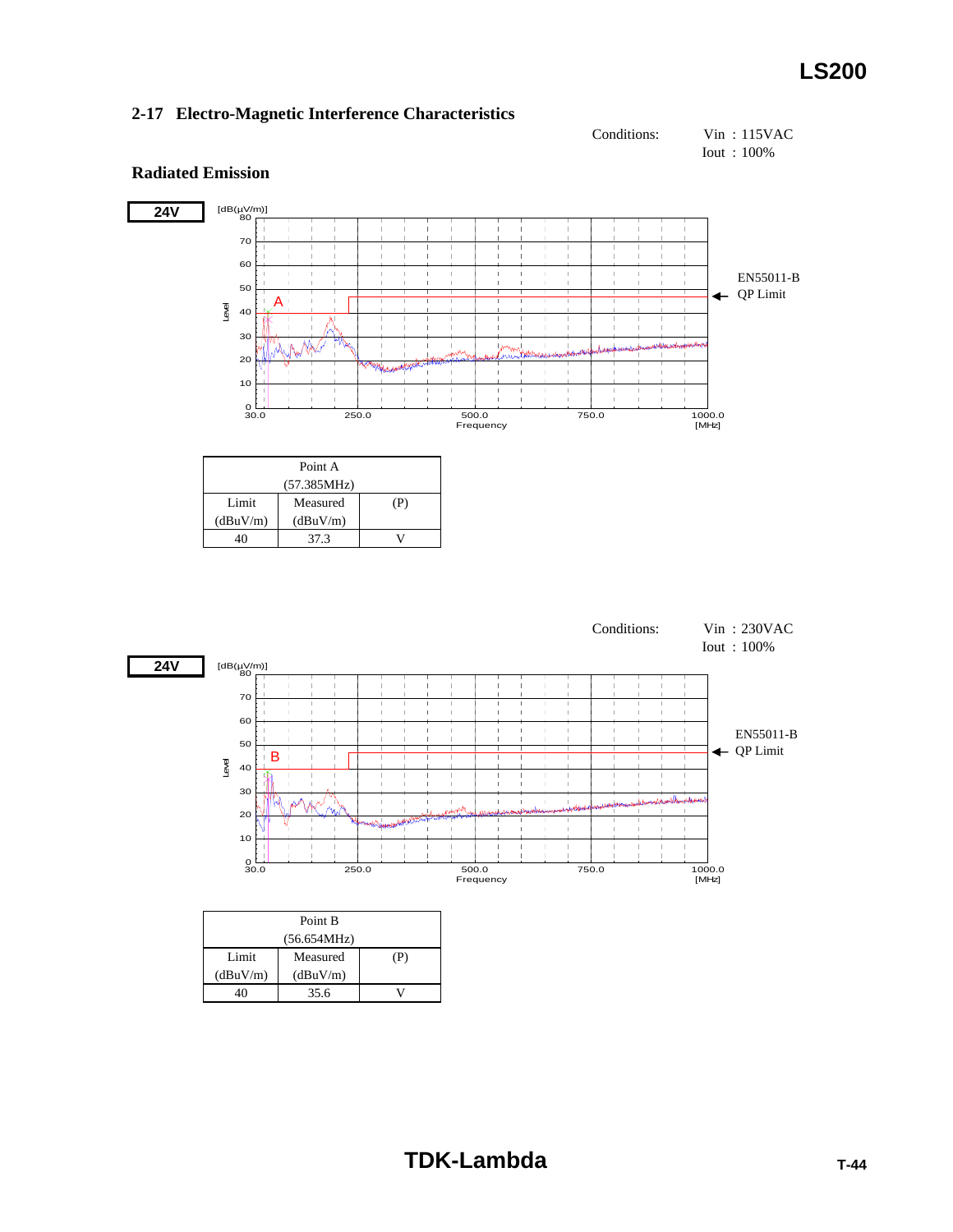## 2-17 Electro-Magnetic Interference Characteristics

Conditions: Vin : 115VAC
Iout : 100%

### Radiated Emission

**24V**

[dB(μV/m)]
80
70
60
50
40
30
20
10
0
Level
30.0
250.0
500.0
750.0
1000.0
Frequency
[MHz]
A
EN55011-B
QP Limit

| Point A (57.385MHz) | | |
|---|---|---|
| Limit (dBuV/m) | Measured (dBuV/m) | (P) |
| 40 | 37.3 | V |

Conditions: Vin : 230VAC
Iout : 100%

**24V**

[dB(μV/m)]
80
70
60
50
40
30
20
10
0
Level
30.0
250.0
500.0
750.0
1000.0
Frequency
[MHz]
B
EN55011-B
QP Limit

| Point B (56.654MHz) | | |
|---|---|---|
| Limit (dBuV/m) | Measured (dBuV/m) | (P) |
| 40 | 35.6 | V |